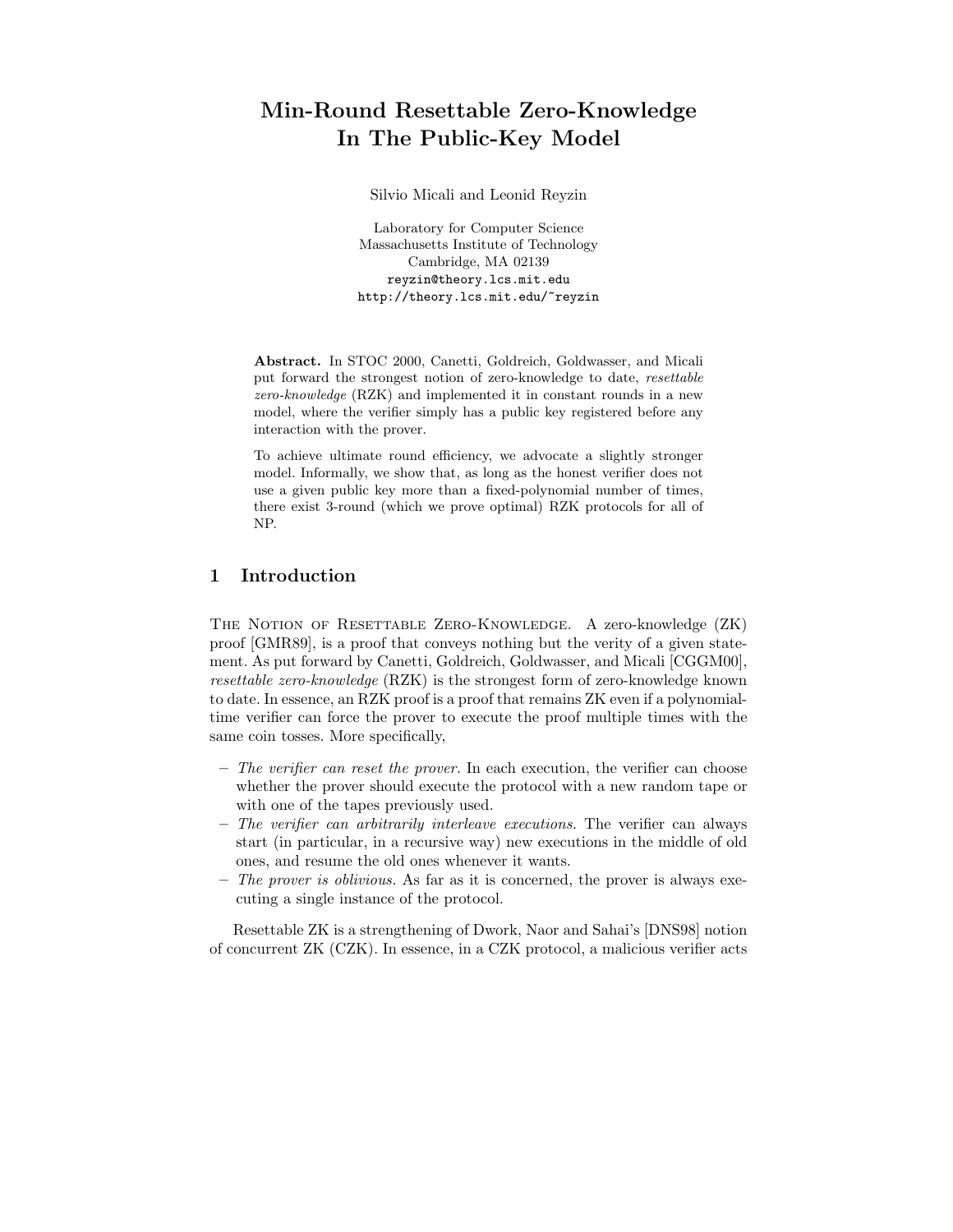# Min-Round Resettable Zero-Knowledge In The Public-Key Model

Silvio Micali and Leonid Reyzin

Laboratory for Computer Science
Massachusetts Institute of Technology
Cambridge, MA 02139
reyzin@theory.lcs.mit.edu
http://theory.lcs.mit.edu/~reyzin

**Abstract.** In STOC 2000, Canetti, Goldreich, Goldwasser, and Micali put forward the strongest notion of zero-knowledge to date, *resettable zero-knowledge* (RZK) and implemented it in constant rounds in a new model, where the verifier simply has a public key registered before any interaction with the prover.

To achieve ultimate round efficiency, we advocate a slightly stronger model. Informally, we show that, as long as the honest verifier does not use a given public key more than a fixed-polynomial number of times, there exist 3-round (which we prove optimal) RZK protocols for all of NP.

## 1 Introduction

The Notion of Resettable Zero-Knowledge. A zero-knowledge (ZK) proof [GMR89], is a proof that conveys nothing but the verity of a given statement. As put forward by Canetti, Goldreich, Goldwasser, and Micali [CGGM00], *resettable zero-knowledge* (RZK) is the strongest form of zero-knowledge known to date. In essence, an RZK proof is a proof that remains ZK even if a polynomial-time verifier can force the prover to execute the proof multiple times with the same coin tosses. More specifically,

- *The verifier can reset the prover.* In each execution, the verifier can choose whether the prover should execute the protocol with a new random tape or with one of the tapes previously used.
- *The verifier can arbitrarily interleave executions.* The verifier can always start (in particular, in a recursive way) new executions in the middle of old ones, and resume the old ones whenever it wants.
- *The prover is oblivious.* As far as it is concerned, the prover is always executing a single instance of the protocol.

Resettable ZK is a strengthening of Dwork, Naor and Sahai's [DNS98] notion of concurrent ZK (CZK). In essence, in a CZK protocol, a malicious verifier acts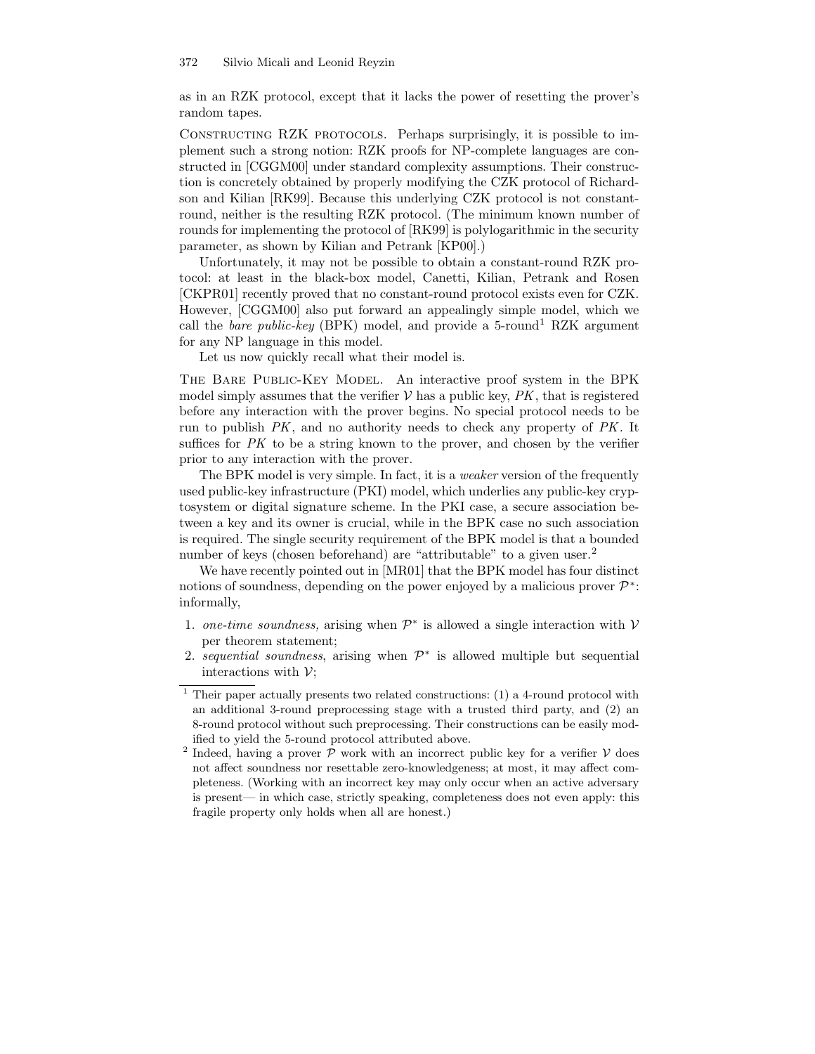as in an RZK protocol, except that it lacks the power of resetting the prover's random tapes.

**Constructing RZK protocols.** Perhaps surprisingly, it is possible to implement such a strong notion: RZK proofs for NP-complete languages are constructed in [CGGM00] under standard complexity assumptions. Their construction is concretely obtained by properly modifying the CZK protocol of Richardson and Kilian [RK99]. Because this underlying CZK protocol is not constant-round, neither is the resulting RZK protocol. (The minimum known number of rounds for implementing the protocol of [RK99] is polylogarithmic in the security parameter, as shown by Kilian and Petrank [KP00].)

Unfortunately, it may not be possible to obtain a constant-round RZK protocol: at least in the black-box model, Canetti, Kilian, Petrank and Rosen [CKPR01] recently proved that no constant-round protocol exists even for CZK. However, [CGGM00] also put forward an appealingly simple model, which we call the *bare public-key* (BPK) model, and provide a 5-round[1] RZK argument for any NP language in this model.

Let us now quickly recall what their model is.

**The Bare Public-Key Model.** An interactive proof system in the BPK model simply assumes that the verifier $\mathcal{V}$ has a public key, $PK$, that is registered before any interaction with the prover begins. No special protocol needs to be run to publish $PK$, and no authority needs to check any property of $PK$. It suffices for $PK$ to be a string known to the prover, and chosen by the verifier prior to any interaction with the prover.

The BPK model is very simple. In fact, it is a *weaker* version of the frequently used public-key infrastructure (PKI) model, which underlies any public-key cryptosystem or digital signature scheme. In the PKI case, a secure association between a key and its owner is crucial, while in the BPK case no such association is required. The single security requirement of the BPK model is that a bounded number of keys (chosen beforehand) are "attributable" to a given user.[2]

We have recently pointed out in [MR01] that the BPK model has four distinct notions of soundness, depending on the power enjoyed by a malicious prover $\mathcal{P}^*$: informally,

1. *one-time soundness,* arising when $\mathcal{P}^*$ is allowed a single interaction with $\mathcal{V}$ per theorem statement;
2. *sequential soundness*, arising when $\mathcal{P}^*$ is allowed multiple but sequential interactions with $\mathcal{V}$;

---

[1] Their paper actually presents two related constructions: (1) a 4-round protocol with an additional 3-round preprocessing stage with a trusted third party, and (2) an 8-round protocol without such preprocessing. Their constructions can be easily modified to yield the 5-round protocol attributed above.

[2] Indeed, having a prover $\mathcal{P}$ work with an incorrect public key for a verifier $\mathcal{V}$ does not affect soundness nor resettable zero-knowledgeness; at most, it may affect completeness. (Working with an incorrect key may only occur when an active adversary is present— in which case, strictly speaking, completeness does not even apply: this fragile property only holds when all are honest.)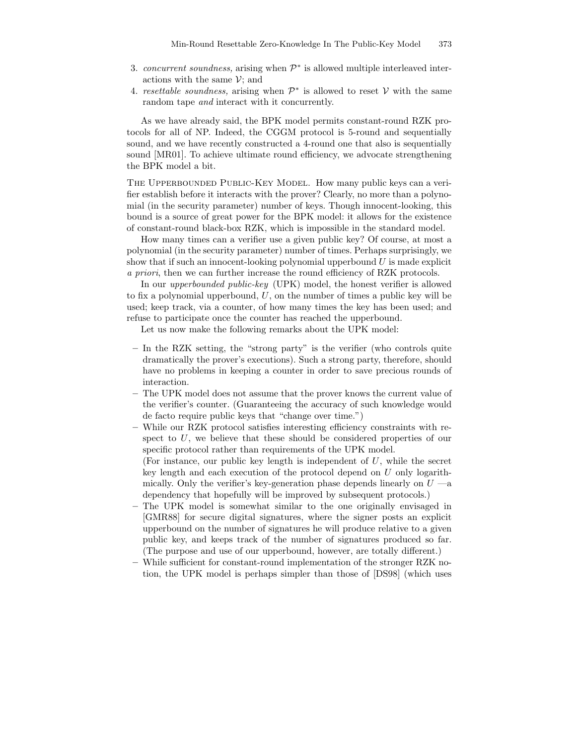3. *concurrent soundness,* arising when $\mathcal{P}^*$ is allowed multiple interleaved interactions with the same $\mathcal{V}$; and
4. *resettable soundness,* arising when $\mathcal{P}^*$ is allowed to reset $\mathcal{V}$ with the same random tape *and* interact with it concurrently.

As we have already said, the BPK model permits constant-round RZK protocols for all of NP. Indeed, the CGGM protocol is 5-round and sequentially sound, and we have recently constructed a 4-round one that also is sequentially sound [MR01]. To achieve ultimate round efficiency, we advocate strengthening the BPK model a bit.

The Upperbounded Public-Key Model. How many public keys can a verifier establish before it interacts with the prover? Clearly, no more than a polynomial (in the security parameter) number of keys. Though innocent-looking, this bound is a source of great power for the BPK model: it allows for the existence of constant-round black-box RZK, which is impossible in the standard model.

How many times can a verifier use a given public key? Of course, at most a polynomial (in the security parameter) number of times. Perhaps surprisingly, we show that if such an innocent-looking polynomial upperbound $U$ is made explicit *a priori*, then we can further increase the round efficiency of RZK protocols.

In our *upperbounded public-key* (UPK) model, the honest verifier is allowed to fix a polynomial upperbound, $U$, on the number of times a public key will be used; keep track, via a counter, of how many times the key has been used; and refuse to participate once the counter has reached the upperbound.

Let us now make the following remarks about the UPK model:

- In the RZK setting, the "strong party" is the verifier (who controls quite dramatically the prover's executions). Such a strong party, therefore, should have no problems in keeping a counter in order to save precious rounds of interaction.
- The UPK model does not assume that the prover knows the current value of the verifier's counter. (Guaranteeing the accuracy of such knowledge would de facto require public keys that "change over time.")
- While our RZK protocol satisfies interesting efficiency constraints with respect to $U$, we believe that these should be considered properties of our specific protocol rather than requirements of the UPK model.
  (For instance, our public key length is independent of $U$, while the secret key length and each execution of the protocol depend on $U$ only logarithmically. Only the verifier's key-generation phase depends linearly on $U$ —a dependency that hopefully will be improved by subsequent protocols.)
- The UPK model is somewhat similar to the one originally envisaged in [GMR88] for secure digital signatures, where the signer posts an explicit upperbound on the number of signatures he will produce relative to a given public key, and keeps track of the number of signatures produced so far. (The purpose and use of our upperbound, however, are totally different.)
- While sufficient for constant-round implementation of the stronger RZK notion, the UPK model is perhaps simpler than those of [DS98] (which uses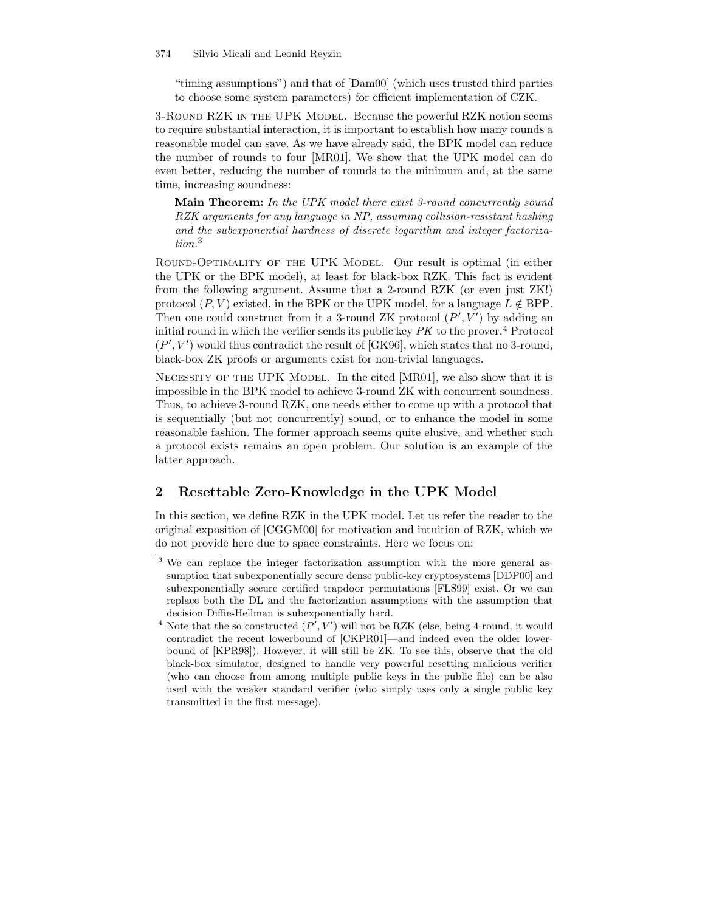"timing assumptions") and that of [Dam00] (which uses trusted third parties to choose some system parameters) for efficient implementation of CZK.

3-Round RZK in the UPK Model. Because the powerful RZK notion seems to require substantial interaction, it is important to establish how many rounds a reasonable model can save. As we have already said, the BPK model can reduce the number of rounds to four [MR01]. We show that the UPK model can do even better, reducing the number of rounds to the minimum and, at the same time, increasing soundness:

**Main Theorem:** *In the UPK model there exist 3-round concurrently sound RZK arguments for any language in NP, assuming collision-resistant hashing and the subexponential hardness of discrete logarithm and integer factorization.*[3]

Round-Optimality of the UPK Model. Our result is optimal (in either the UPK or the BPK model), at least for black-box RZK. This fact is evident from the following argument. Assume that a 2-round RZK (or even just ZK!) protocol $(P, V)$ existed, in the BPK or the UPK model, for a language $L \notin$ BPP. Then one could construct from it a 3-round ZK protocol $(P', V')$ by adding an initial round in which the verifier sends its public key $PK$ to the prover.[4] Protocol $(P', V')$ would thus contradict the result of [GK96], which states that no 3-round, black-box ZK proofs or arguments exist for non-trivial languages.

Necessity of the UPK Model. In the cited [MR01], we also show that it is impossible in the BPK model to achieve 3-round ZK with concurrent soundness. Thus, to achieve 3-round RZK, one needs either to come up with a protocol that is sequentially (but not concurrently) sound, or to enhance the model in some reasonable fashion. The former approach seems quite elusive, and whether such a protocol exists remains an open problem. Our solution is an example of the latter approach.

## 2 Resettable Zero-Knowledge in the UPK Model

In this section, we define RZK in the UPK model. Let us refer the reader to the original exposition of [CGGM00] for motivation and intuition of RZK, which we do not provide here due to space constraints. Here we focus on:

[3] We can replace the integer factorization assumption with the more general assumption that subexponentially secure dense public-key cryptosystems [DDP00] and subexponentially secure certified trapdoor permutations [FLS99] exist. Or we can replace both the DL and the factorization assumptions with the assumption that decision Diffie-Hellman is subexponentially hard.

[4] Note that the so constructed $(P', V')$ will not be RZK (else, being 4-round, it would contradict the recent lowerbound of [CKPR01]—and indeed even the older lowerbound of [KPR98]). However, it will still be ZK. To see this, observe that the old black-box simulator, designed to handle very powerful resetting malicious verifier (who can choose from among multiple public keys in the public file) can be also used with the weaker standard verifier (who simply uses only a single public key transmitted in the first message).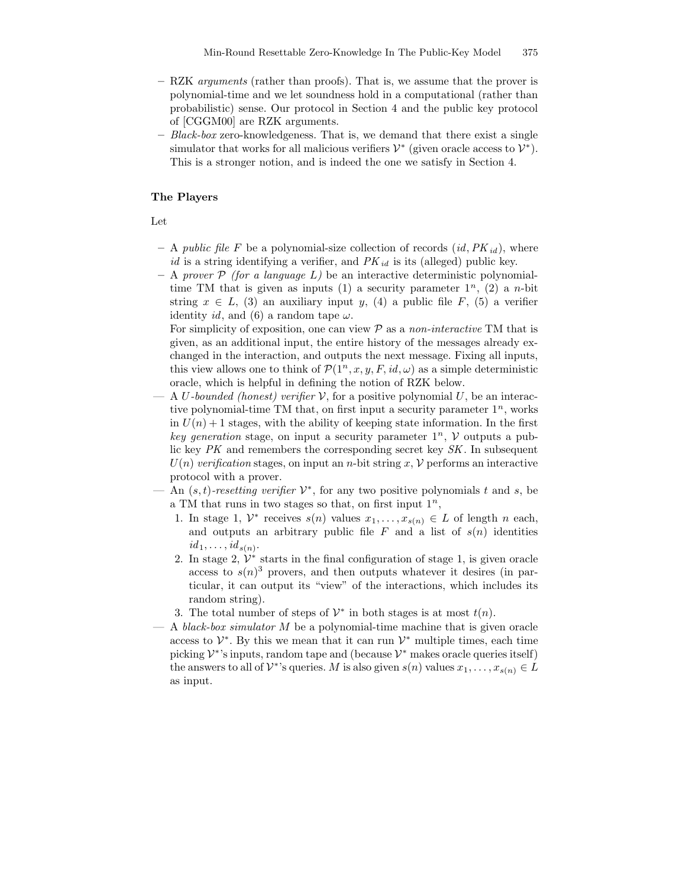- RZK *arguments* (rather than proofs). That is, we assume that the prover is polynomial-time and we let soundness hold in a computational (rather than probabilistic) sense. Our protocol in Section 4 and the public key protocol of [CGGM00] are RZK arguments.
- *Black-box* zero-knowledgeness. That is, we demand that there exist a single simulator that works for all malicious verifiers $\mathcal{V}^*$ (given oracle access to $\mathcal{V}^*$). This is a stronger notion, and is indeed the one we satisfy in Section 4.

**The Players**

Let

- A *public file* $F$ be a polynomial-size collection of records $(id, PK_{id})$, where $id$ is a string identifying a verifier, and $PK_{id}$ is its (alleged) public key.
- A *prover* $\mathcal{P}$ *(for a language $L$)* be an interactive deterministic polynomial-time TM that is given as inputs (1) a security parameter $1^n$, (2) a $n$-bit string $x \in L$, (3) an auxiliary input $y$, (4) a public file $F$, (5) a verifier identity $id$, and (6) a random tape $\omega$.
  For simplicity of exposition, one can view $\mathcal{P}$ as a *non-interactive* TM that is given, as an additional input, the entire history of the messages already exchanged in the interaction, and outputs the next message. Fixing all inputs, this view allows one to think of $\mathcal{P}(1^n, x, y, F, id, \omega)$ as a simple deterministic oracle, which is helpful in defining the notion of RZK below.
- A *$U$-bounded (honest) verifier* $\mathcal{V}$, for a positive polynomial $U$, be an interactive polynomial-time TM that, on first input a security parameter $1^n$, works in $U(n) + 1$ stages, with the ability of keeping state information. In the first *key generation* stage, on input a security parameter $1^n$, $\mathcal{V}$ outputs a public key $PK$ and remembers the corresponding secret key $SK$. In subsequent $U(n)$ *verification* stages, on input an $n$-bit string $x$, $\mathcal{V}$ performs an interactive protocol with a prover.
- An *$(s, t)$-resetting verifier* $\mathcal{V}^*$, for any two positive polynomials $t$ and $s$, be a TM that runs in two stages so that, on first input $1^n$,
  1. In stage 1, $\mathcal{V}^*$ receives $s(n)$ values $x_1, \ldots, x_{s(n)} \in L$ of length $n$ each, and outputs an arbitrary public file $F$ and a list of $s(n)$ identities $id_1, \ldots, id_{s(n)}$.
  2. In stage 2, $\mathcal{V}^*$ starts in the final configuration of stage 1, is given oracle access to $s(n)^3$ provers, and then outputs whatever it desires (in particular, it can output its "view" of the interactions, which includes its random string).
  3. The total number of steps of $\mathcal{V}^*$ in both stages is at most $t(n)$.
- A *black-box simulator* $M$ be a polynomial-time machine that is given oracle access to $\mathcal{V}^*$. By this we mean that it can run $\mathcal{V}^*$ multiple times, each time picking $\mathcal{V}^*$'s inputs, random tape and (because $\mathcal{V}^*$ makes oracle queries itself) the answers to all of $\mathcal{V}^*$'s queries. $M$ is also given $s(n)$ values $x_1, \ldots, x_{s(n)} \in L$ as input.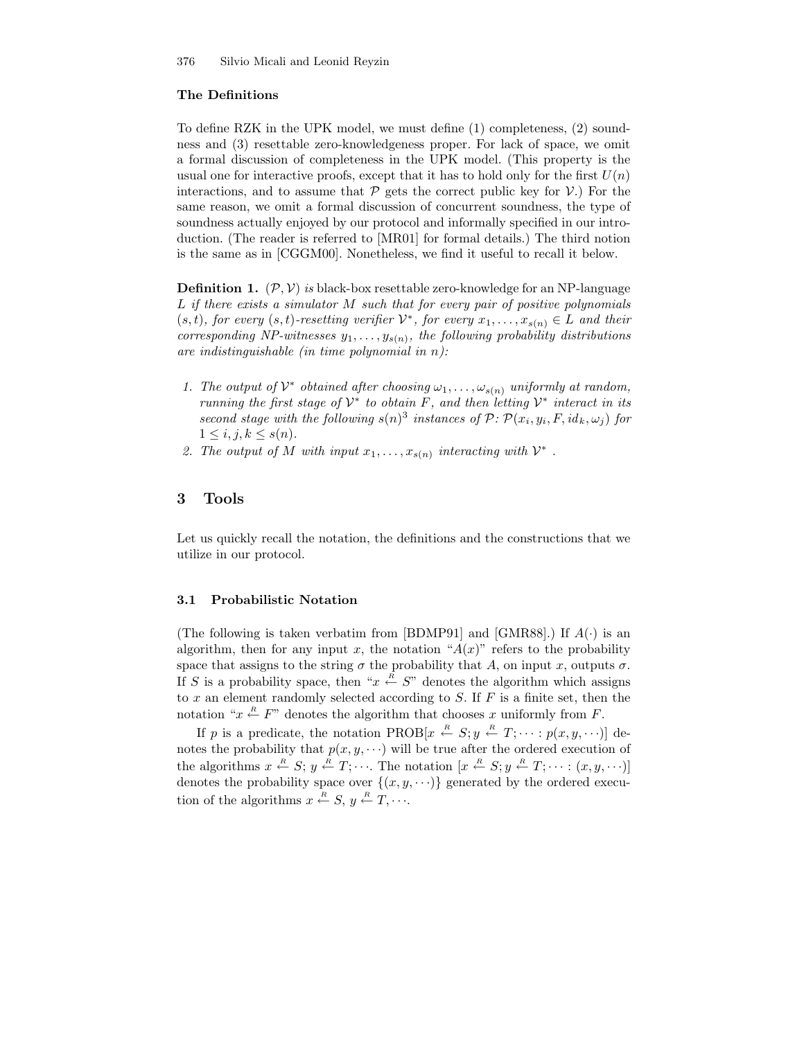**The Definitions**

To define RZK in the UPK model, we must define (1) completeness, (2) soundness and (3) resettable zero-knowledgeness proper. For lack of space, we omit a formal discussion of completeness in the UPK model. (This property is the usual one for interactive proofs, except that it has to hold only for the first $U(n)$ interactions, and to assume that $\mathcal{P}$ gets the correct public key for $\mathcal{V}$.) For the same reason, we omit a formal discussion of concurrent soundness, the type of soundness actually enjoyed by our protocol and informally specified in our introduction. (The reader is referred to [MR01] for formal details.) The third notion is the same as in [CGGM00]. Nonetheless, we find it useful to recall it below.

**Definition 1.** *$(\mathcal{P}, \mathcal{V})$ is* black-box resettable zero-knowledge *for an NP-language $L$ if there exists a simulator $M$ such that for every pair of positive polynomials $(s, t)$, for every $(s, t)$-resetting verifier $\mathcal{V}^*$, for every $x_1, \ldots, x_{s(n)} \in L$ and their corresponding NP-witnesses $y_1, \ldots, y_{s(n)}$, the following probability distributions are indistinguishable (in time polynomial in $n$):*

1. *The output of $\mathcal{V}^*$ obtained after choosing $\omega_1, \ldots, \omega_{s(n)}$ uniformly at random, running the first stage of $\mathcal{V}^*$ to obtain $F$, and then letting $\mathcal{V}^*$ interact in its second stage with the following $s(n)^3$ instances of $\mathcal{P}$: $\mathcal{P}(x_i, y_i, F, id_k, \omega_j)$ for $1 \le i, j, k \le s(n)$.*
2. *The output of $M$ with input $x_1, \ldots, x_{s(n)}$ interacting with $\mathcal{V}^*$ .*

## 3 Tools

Let us quickly recall the notation, the definitions and the constructions that we utilize in our protocol.

### 3.1 Probabilistic Notation

(The following is taken verbatim from [BDMP91] and [GMR88].) If $A(\cdot)$ is an algorithm, then for any input $x$, the notation "$A(x)$" refers to the probability space that assigns to the string $\sigma$ the probability that $A$, on input $x$, outputs $\sigma$. If $S$ is a probability space, then "$x \stackrel{R}{\leftarrow} S$" denotes the algorithm which assigns to $x$ an element randomly selected according to $S$. If $F$ is a finite set, then the notation "$x \stackrel{R}{\leftarrow} F$" denotes the algorithm that chooses $x$ uniformly from $F$.

If $p$ is a predicate, the notation $\text{PROB}[x \stackrel{R}{\leftarrow} S; y \stackrel{R}{\leftarrow} T; \cdots : p(x, y, \cdots)]$ denotes the probability that $p(x, y, \cdots)$ will be true after the ordered execution of the algorithms $x \stackrel{R}{\leftarrow} S$; $y \stackrel{R}{\leftarrow} T; \cdots$. The notation $[x \stackrel{R}{\leftarrow} S; y \stackrel{R}{\leftarrow} T; \cdots : (x, y, \cdots)]$ denotes the probability space over $\{(x, y, \cdots)\}$ generated by the ordered execution of the algorithms $x \stackrel{R}{\leftarrow} S$, $y \stackrel{R}{\leftarrow} T, \cdots$.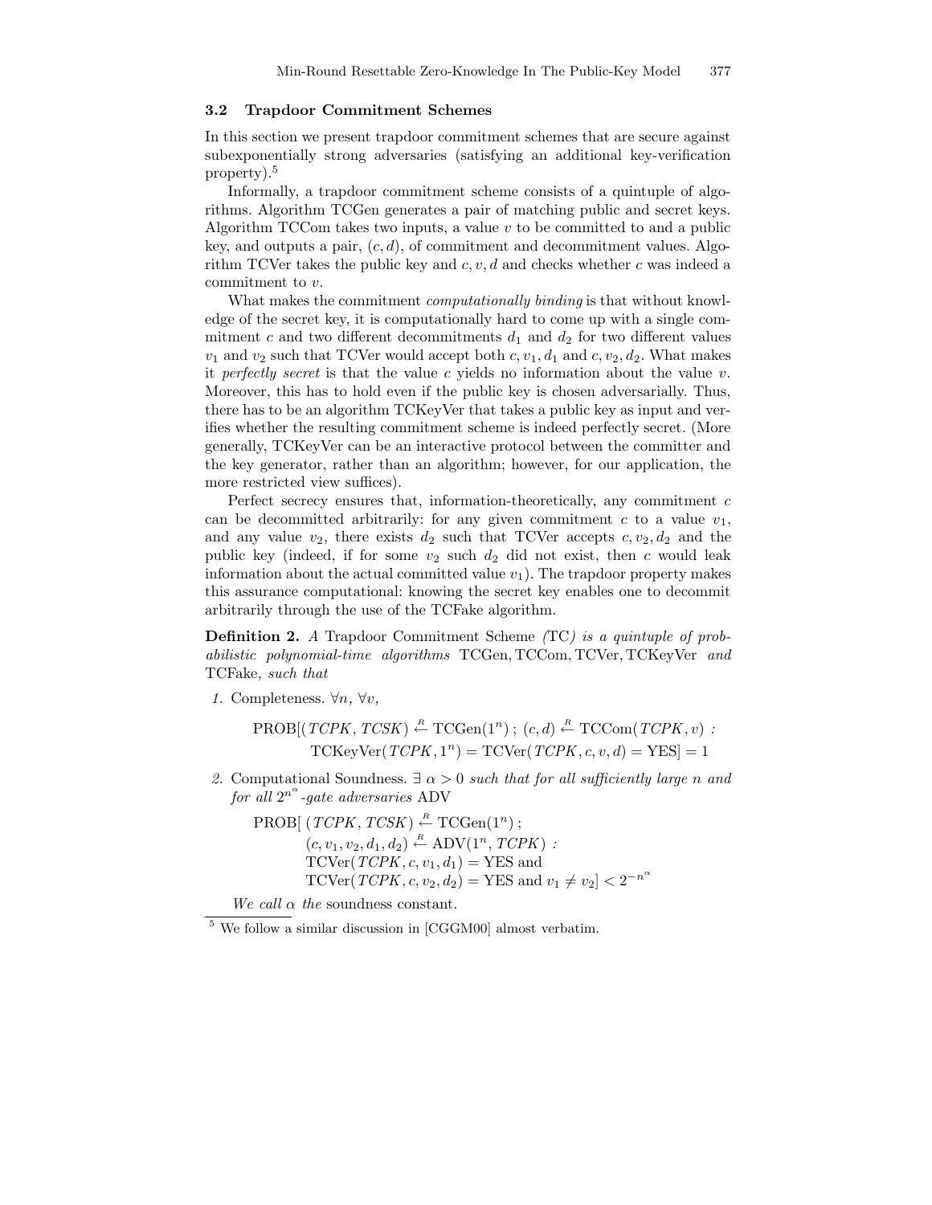### 3.2 Trapdoor Commitment Schemes

In this section we present trapdoor commitment schemes that are secure against subexponentially strong adversaries (satisfying an additional key-verification property).[5]

Informally, a trapdoor commitment scheme consists of a quintuple of algorithms. Algorithm TCGen generates a pair of matching public and secret keys. Algorithm TCCom takes two inputs, a value $v$ to be committed to and a public key, and outputs a pair, $(c, d)$, of commitment and decommitment values. Algorithm TCVer takes the public key and $c, v, d$ and checks whether $c$ was indeed a commitment to $v$.

What makes the commitment *computationally binding* is that without knowledge of the secret key, it is computationally hard to come up with a single commitment $c$ and two different decommitments $d_1$ and $d_2$ for two different values $v_1$ and $v_2$ such that TCVer would accept both $c, v_1, d_1$ and $c, v_2, d_2$. What makes it *perfectly secret* is that the value $c$ yields no information about the value $v$. Moreover, this has to hold even if the public key is chosen adversarially. Thus, there has to be an algorithm TCKeyVer that takes a public key as input and verifies whether the resulting commitment scheme is indeed perfectly secret. (More generally, TCKeyVer can be an interactive protocol between the committer and the key generator, rather than an algorithm; however, for our application, the more restricted view suffices).

Perfect secrecy ensures that, information-theoretically, any commitment $c$ can be decommitted arbitrarily: for any given commitment $c$ to a value $v_1$, and any value $v_2$, there exists $d_2$ such that TCVer accepts $c, v_2, d_2$ and the public key (indeed, if for some $v_2$ such $d_2$ did not exist, then $c$ would leak information about the actual committed value $v_1$). The trapdoor property makes this assurance computational: knowing the secret key enables one to decommit arbitrarily through the use of the TCFake algorithm.

**Definition 2.** *A* Trapdoor Commitment Scheme *(*TC*) is a quintuple of probabilistic polynomial-time algorithms* TCGen, TCCom, TCVer, TCKeyVer *and* TCFake*, such that*

1. Completeness. $\forall n$, $\forall v$,

$$\text{PROB}[(\mathit{TCPK}, \mathit{TCSK}) \overset{R}{\leftarrow} \text{TCGen}(1^n)\,;\ (c, d) \overset{R}{\leftarrow} \text{TCCom}(\mathit{TCPK}, v)\ :\ \text{TCKeyVer}(\mathit{TCPK}, 1^n) = \text{TCVer}(\mathit{TCPK}, c, v, d) = \text{YES}] = 1$$

2. Computational Soundness. *$\exists\ \alpha > 0$ such that for all sufficiently large $n$ and for all $2^{n^\alpha}$-gate adversaries* ADV

$$\begin{aligned}\text{PROB}[\ &(\mathit{TCPK}, \mathit{TCSK}) \overset{R}{\leftarrow} \text{TCGen}(1^n)\,;\\ &(c, v_1, v_2, d_1, d_2) \overset{R}{\leftarrow} \text{ADV}(1^n, \mathit{TCPK})\ :\\ &\text{TCVer}(\mathit{TCPK}, c, v_1, d_1) = \text{YES and}\\ &\text{TCVer}(\mathit{TCPK}, c, v_2, d_2) = \text{YES and } v_1 \neq v_2] < 2^{-n^\alpha}\end{aligned}$$

*We call $\alpha$ the* soundness constant.

[5] We follow a similar discussion in [CGGM00] almost verbatim.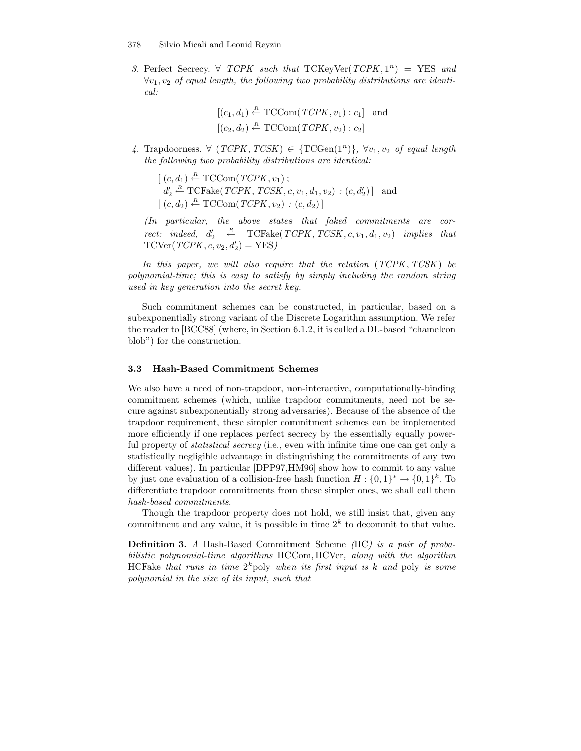3. Perfect Secrecy. $\forall$ *TCPK* *such that* $\text{TCKeyVer}(TCPK, 1^n) = \text{YES}$ *and* $\forall v_1, v_2$ *of equal length, the following two probability distributions are identical:*

$$[(c_1, d_1) \stackrel{R}{\leftarrow} \text{TCCom}(TCPK, v_1) : c_1] \quad \text{and}$$
$$[(c_2, d_2) \stackrel{R}{\leftarrow} \text{TCCom}(TCPK, v_2) : c_2]$$

4. Trapdoorness. $\forall$ $(TCPK, TCSK) \in \{\text{TCGen}(1^n)\}$, $\forall v_1, v_2$ *of equal length the following two probability distributions are identical:*

$$[\ (c, d_1) \stackrel{R}{\leftarrow} \text{TCCom}(TCPK, v_1)\ ;$$
$$d_2' \stackrel{R}{\leftarrow} \text{TCFake}(TCPK, TCSK, c, v_1, d_1, v_2)\ :\ (c, d_2')\ ] \quad \text{and}$$
$$[\ (c, d_2) \stackrel{R}{\leftarrow} \text{TCCom}(TCPK, v_2)\ :\ (c, d_2)\ ]$$

*(In particular, the above states that faked commitments are correct: indeed,* $d_2' \stackrel{R}{\leftarrow} \text{TCFake}(TCPK, TCSK, c, v_1, d_1, v_2)$ *implies that* $\text{TCVer}(TCPK, c, v_2, d_2') = \text{YES}$*)*

*In this paper, we will also require that the relation* $(TCPK, TCSK)$ *be polynomial-time; this is easy to satisfy by simply including the random string used in key generation into the secret key.*

Such commitment schemes can be constructed, in particular, based on a subexponentially strong variant of the Discrete Logarithm assumption. We refer the reader to [BCC88] (where, in Section 6.1.2, it is called a DL-based "chameleon blob") for the construction.

### 3.3 Hash-Based Commitment Schemes

We also have a need of non-trapdoor, non-interactive, computationally-binding commitment schemes (which, unlike trapdoor commitments, need not be secure against subexponentially strong adversaries). Because of the absence of the trapdoor requirement, these simpler commitment schemes can be implemented more efficiently if one replaces perfect secrecy by the essentially equally powerful property of *statistical secrecy* (i.e., even with infinite time one can get only a statistically negligible advantage in distinguishing the commitments of any two different values). In particular [DPP97,HM96] show how to commit to any value by just one evaluation of a collision-free hash function $H : \{0,1\}^* \rightarrow \{0,1\}^k$. To differentiate trapdoor commitments from these simpler ones, we shall call them *hash-based commitments*.

Though the trapdoor property does not hold, we still insist that, given any commitment and any value, it is possible in time $2^k$ to decommit to that value.

**Definition 3.** *A* Hash-Based Commitment Scheme *(*HC*) is a pair of probabilistic polynomial-time algorithms* HCCom, HCVer*, along with the algorithm* HCFake *that runs in time* $2^k$poly *when its first input is* $k$ *and* poly *is some polynomial in the size of its input, such that*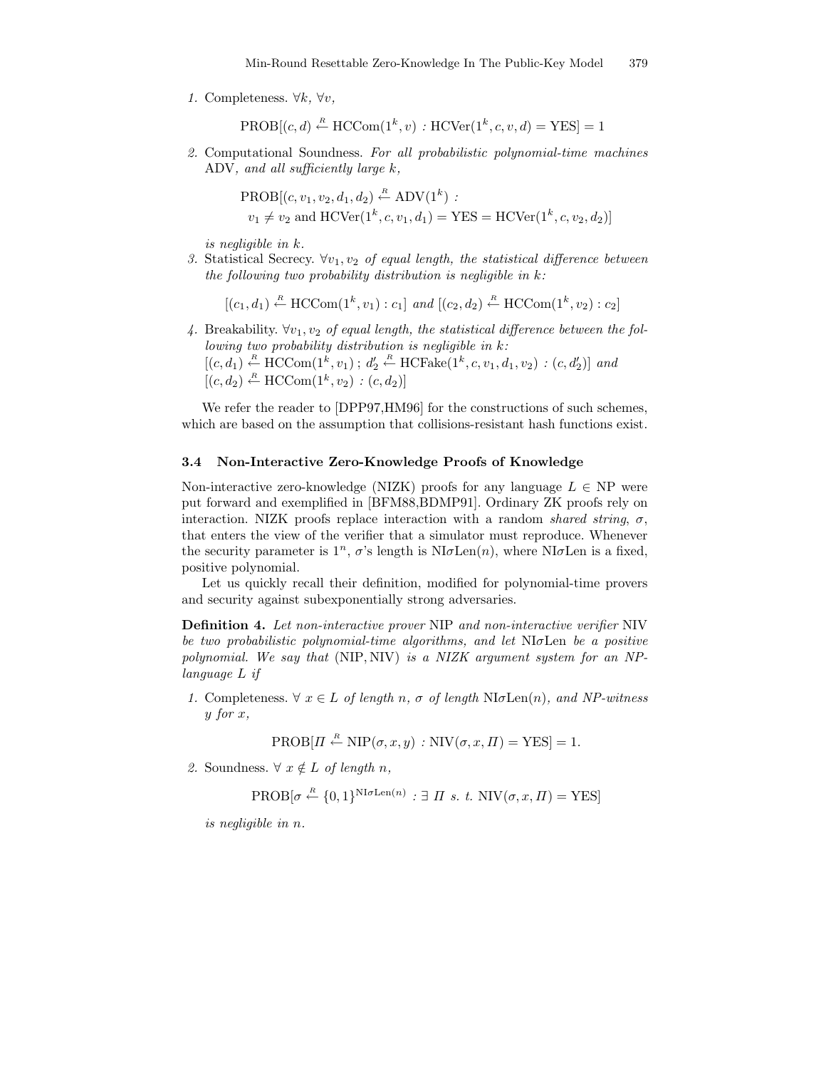1. Completeness. $\forall k$, $\forall v$,

$$\text{PROB}[(c,d) \xleftarrow{R} \text{HCCom}(1^k, v) : \text{HCVer}(1^k, c, v, d) = \text{YES}] = 1$$

2. Computational Soundness. *For all probabilistic polynomial-time machines* ADV*, and all sufficiently large* $k$,

$$\text{PROB}[(c, v_1, v_2, d_1, d_2) \xleftarrow{R} \text{ADV}(1^k) :$$
$$v_1 \neq v_2 \text{ and } \text{HCVer}(1^k, c, v_1, d_1) = \text{YES} = \text{HCVer}(1^k, c, v_2, d_2)]$$

*is negligible in* $k$.

3. Statistical Secrecy. $\forall v_1, v_2$ *of equal length, the statistical difference between the following two probability distribution is negligible in* $k$*:*

$$[(c_1, d_1) \xleftarrow{R} \text{HCCom}(1^k, v_1) : c_1] \text{ and } [(c_2, d_2) \xleftarrow{R} \text{HCCom}(1^k, v_2) : c_2]$$

4. Breakability. $\forall v_1, v_2$ *of equal length, the statistical difference between the following two probability distribution is negligible in* $k$*:*
$[(c, d_1) \xleftarrow{R} \text{HCCom}(1^k, v_1) ; d_2' \xleftarrow{R} \text{HCFake}(1^k, c, v_1, d_1, v_2) : (c, d_2')]$ *and* $[(c, d_2) \xleftarrow{R} \text{HCCom}(1^k, v_2) : (c, d_2)]$

We refer the reader to [DPP97,HM96] for the constructions of such schemes, which are based on the assumption that collisions-resistant hash functions exist.

### 3.4 Non-Interactive Zero-Knowledge Proofs of Knowledge

Non-interactive zero-knowledge (NIZK) proofs for any language $L \in$ NP were put forward and exemplified in [BFM88,BDMP91]. Ordinary ZK proofs rely on interaction. NIZK proofs replace interaction with a random *shared string*, $\sigma$, that enters the view of the verifier that a simulator must reproduce. Whenever the security parameter is $1^n$, $\sigma$'s length is $\text{NI}\sigma\text{Len}(n)$, where $\text{NI}\sigma\text{Len}$ is a fixed, positive polynomial.

Let us quickly recall their definition, modified for polynomial-time provers and security against subexponentially strong adversaries.

**Definition 4.** *Let non-interactive prover* NIP *and non-interactive verifier* NIV *be two probabilistic polynomial-time algorithms, and let* $\text{NI}\sigma\text{Len}$ *be a positive polynomial. We say that* (NIP, NIV) *is a NIZK argument system for an NP-language* $L$ *if*

1. Completeness. $\forall\ x \in L$ *of length* $n$*,* $\sigma$ *of length* $\text{NI}\sigma\text{Len}(n)$*, and NP-witness* $y$ *for* $x$*,*

$$\text{PROB}[\Pi \xleftarrow{R} \text{NIP}(\sigma, x, y) : \text{NIV}(\sigma, x, \Pi) = \text{YES}] = 1.$$

2. Soundness. $\forall\ x \notin L$ *of length* $n$*,*

$$\text{PROB}[\sigma \xleftarrow{R} \{0,1\}^{\text{NI}\sigma\text{Len}(n)} : \exists\ \Pi \text{ s. t. } \text{NIV}(\sigma, x, \Pi) = \text{YES}]$$

*is negligible in* $n$.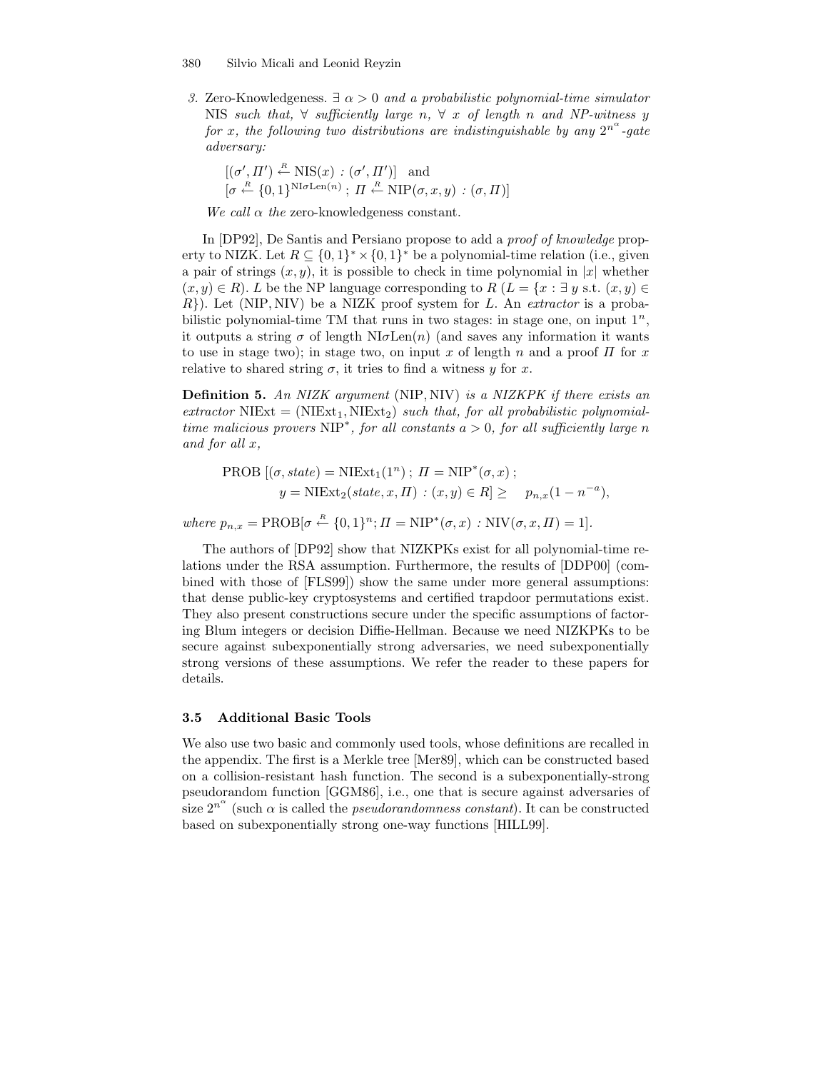3. Zero-Knowledgeness. $\exists\ \alpha > 0$ *and a probabilistic polynomial-time simulator* NIS *such that,* $\forall$ *sufficiently large* $n$*,* $\forall$ $x$ *of length* $n$ *and NP-witness* $y$ *for* $x$*, the following two distributions are indistinguishable by any* $2^{n^\alpha}$*-gate adversary:*

   $[(\sigma', \Pi') \xleftarrow{R} \text{NIS}(x) : (\sigma', \Pi')]$ and
   $[\sigma \xleftarrow{R} \{0,1\}^{\text{NI}\sigma\text{Len}(n)} ; \Pi \xleftarrow{R} \text{NIP}(\sigma, x, y) : (\sigma, \Pi)]$

   *We call* $\alpha$ *the* zero-knowledgeness constant.

In [DP92], De Santis and Persiano propose to add a *proof of knowledge* property to NIZK. Let $R \subseteq \{0,1\}^* \times \{0,1\}^*$ be a polynomial-time relation (i.e., given a pair of strings $(x, y)$, it is possible to check in time polynomial in $|x|$ whether $(x, y) \in R$). $L$ be the NP language corresponding to $R$ ($L = \{x : \exists\ y \text{ s.t. } (x, y) \in R\}$). Let (NIP, NIV) be a NIZK proof system for $L$. An *extractor* is a probabilistic polynomial-time TM that runs in two stages: in stage one, on input $1^n$, it outputs a string $\sigma$ of length $\text{NI}\sigma\text{Len}(n)$ (and saves any information it wants to use in stage two); in stage two, on input $x$ of length $n$ and a proof $\Pi$ for $x$ relative to shared string $\sigma$, it tries to find a witness $y$ for $x$.

**Definition 5.** *An NIZK argument* (NIP, NIV) *is a NIZKPK if there exists an extractor* $\text{NIExt} = (\text{NIExt}_1, \text{NIExt}_2)$ *such that, for all probabilistic polynomial-time malicious provers* $\text{NIP}^*$*, for all constants* $a > 0$*, for all sufficiently large* $n$ *and for all* $x$*,*

$$\text{PROB}\,[(\sigma, state) = \text{NIExt}_1(1^n) ;\ \Pi = \text{NIP}^*(\sigma, x) ;\\ y = \text{NIExt}_2(state, x, \Pi) : (x, y) \in R] \geq \quad p_{n,x}(1 - n^{-a}),$$

*where* $p_{n,x} = \text{PROB}[\sigma \xleftarrow{R} \{0,1\}^n ; \Pi = \text{NIP}^*(\sigma, x) : \text{NIV}(\sigma, x, \Pi) = 1]$.

The authors of [DP92] show that NIZKPKs exist for all polynomial-time relations under the RSA assumption. Furthermore, the results of [DDP00] (combined with those of [FLS99]) show the same under more general assumptions: that dense public-key cryptosystems and certified trapdoor permutations exist. They also present constructions secure under the specific assumptions of factoring Blum integers or decision Diffie-Hellman. Because we need NIZKPKs to be secure against subexponentially strong adversaries, we need subexponentially strong versions of these assumptions. We refer the reader to these papers for details.

### 3.5 Additional Basic Tools

We also use two basic and commonly used tools, whose definitions are recalled in the appendix. The first is a Merkle tree [Mer89], which can be constructed based on a collision-resistant hash function. The second is a subexponentially-strong pseudorandom function [GGM86], i.e., one that is secure against adversaries of size $2^{n^\alpha}$ (such $\alpha$ is called the *pseudorandomness constant*). It can be constructed based on subexponentially strong one-way functions [HILL99].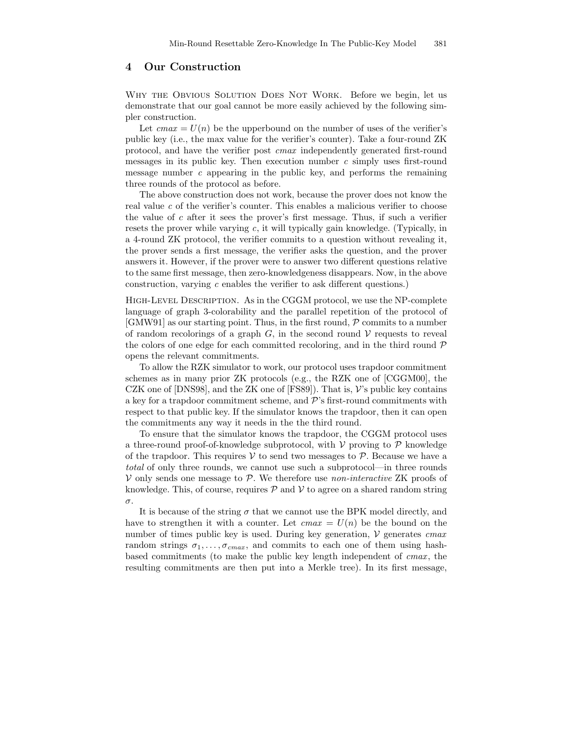## 4 Our Construction

Why the Obvious Solution Does Not Work. Before we begin, let us demonstrate that our goal cannot be more easily achieved by the following simpler construction.

Let $cmax = U(n)$ be the upperbound on the number of uses of the verifier's public key (i.e., the max value for the verifier's counter). Take a four-round ZK protocol, and have the verifier post $cmax$ independently generated first-round messages in its public key. Then execution number $c$ simply uses first-round message number $c$ appearing in the public key, and performs the remaining three rounds of the protocol as before.

The above construction does not work, because the prover does not know the real value $c$ of the verifier's counter. This enables a malicious verifier to choose the value of $c$ after it sees the prover's first message. Thus, if such a verifier resets the prover while varying $c$, it will typically gain knowledge. (Typically, in a 4-round ZK protocol, the verifier commits to a question without revealing it, the prover sends a first message, the verifier asks the question, and the prover answers it. However, if the prover were to answer two different questions relative to the same first message, then zero-knowledgeness disappears. Now, in the above construction, varying $c$ enables the verifier to ask different questions.)

High-Level Description. As in the CGGM protocol, we use the NP-complete language of graph 3-colorability and the parallel repetition of the protocol of [GMW91] as our starting point. Thus, in the first round, $\mathcal{P}$ commits to a number of random recolorings of a graph $G$, in the second round $\mathcal{V}$ requests to reveal the colors of one edge for each committed recoloring, and in the third round $\mathcal{P}$ opens the relevant commitments.

To allow the RZK simulator to work, our protocol uses trapdoor commitment schemes as in many prior ZK protocols (e.g., the RZK one of [CGGM00], the CZK one of [DNS98], and the ZK one of [FS89]). That is, $\mathcal{V}$'s public key contains a key for a trapdoor commitment scheme, and $\mathcal{P}$'s first-round commitments with respect to that public key. If the simulator knows the trapdoor, then it can open the commitments any way it needs in the the third round.

To ensure that the simulator knows the trapdoor, the CGGM protocol uses a three-round proof-of-knowledge subprotocol, with $\mathcal{V}$ proving to $\mathcal{P}$ knowledge of the trapdoor. This requires $\mathcal{V}$ to send two messages to $\mathcal{P}$. Because we have a *total* of only three rounds, we cannot use such a subprotocol—in three rounds $\mathcal{V}$ only sends one message to $\mathcal{P}$. We therefore use *non-interactive* ZK proofs of knowledge. This, of course, requires $\mathcal{P}$ and $\mathcal{V}$ to agree on a shared random string $\sigma$.

It is because of the string $\sigma$ that we cannot use the BPK model directly, and have to strengthen it with a counter. Let $cmax = U(n)$ be the bound on the number of times public key is used. During key generation, $\mathcal{V}$ generates $cmax$ random strings $\sigma_1, \ldots, \sigma_{cmax}$, and commits to each one of them using hash-based commitments (to make the public key length independent of $cmax$, the resulting commitments are then put into a Merkle tree). In its first message,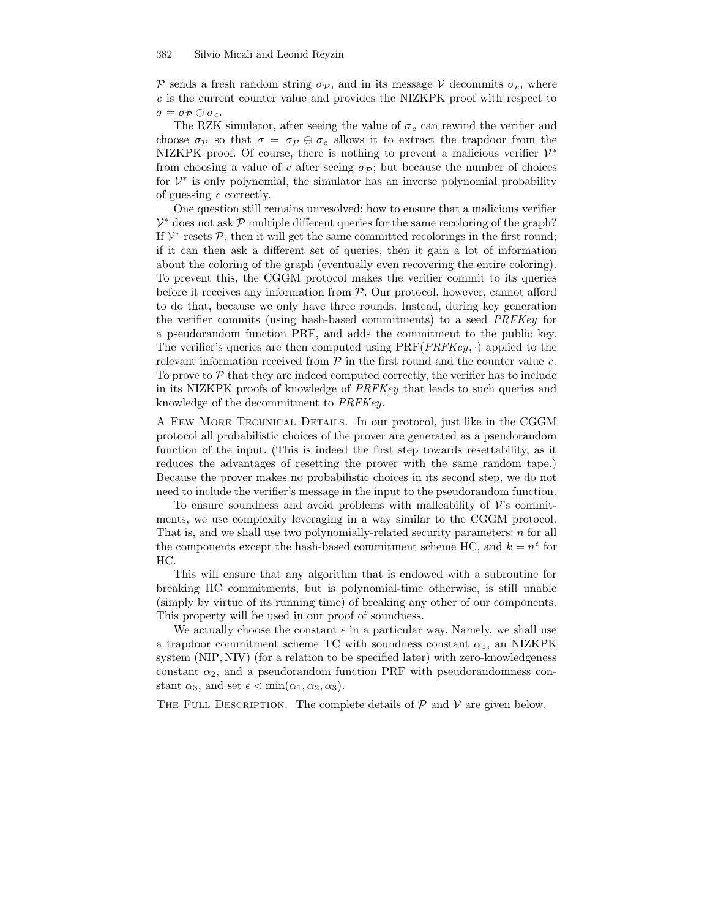$\mathcal{P}$ sends a fresh random string $\sigma_{\mathcal{P}}$, and in its message $\mathcal{V}$ decommits $\sigma_c$, where $c$ is the current counter value and provides the NIZKPK proof with respect to $\sigma = \sigma_{\mathcal{P}} \oplus \sigma_c$.

The RZK simulator, after seeing the value of $\sigma_c$ can rewind the verifier and choose $\sigma_{\mathcal{P}}$ so that $\sigma = \sigma_{\mathcal{P}} \oplus \sigma_c$ allows it to extract the trapdoor from the NIZKPK proof. Of course, there is nothing to prevent a malicious verifier $\mathcal{V}^*$ from choosing a value of $c$ after seeing $\sigma_{\mathcal{P}}$; but because the number of choices for $\mathcal{V}^*$ is only polynomial, the simulator has an inverse polynomial probability of guessing $c$ correctly.

One question still remains unresolved: how to ensure that a malicious verifier $\mathcal{V}^*$ does not ask $\mathcal{P}$ multiple different queries for the same recoloring of the graph? If $\mathcal{V}^*$ resets $\mathcal{P}$, then it will get the same committed recolorings in the first round; if it can then ask a different set of queries, then it gain a lot of information about the coloring of the graph (eventually even recovering the entire coloring). To prevent this, the CGGM protocol makes the verifier commit to its queries before it receives any information from $\mathcal{P}$. Our protocol, however, cannot afford to do that, because we only have three rounds. Instead, during key generation the verifier commits (using hash-based commitments) to a seed *PRFKey* for a pseudorandom function PRF, and adds the commitment to the public key. The verifier's queries are then computed using $\text{PRF}(\textit{PRFKey}, \cdot)$ applied to the relevant information received from $\mathcal{P}$ in the first round and the counter value $c$. To prove to $\mathcal{P}$ that they are indeed computed correctly, the verifier has to include in its NIZKPK proofs of knowledge of *PRFKey* that leads to such queries and knowledge of the decommitment to *PRFKey*.

A Few More Technical Details. In our protocol, just like in the CGGM protocol all probabilistic choices of the prover are generated as a pseudorandom function of the input. (This is indeed the first step towards resettability, as it reduces the advantages of resetting the prover with the same random tape.) Because the prover makes no probabilistic choices in its second step, we do not need to include the verifier's message in the input to the pseudorandom function.

To ensure soundness and avoid problems with malleability of $\mathcal{V}$'s commitments, we use complexity leveraging in a way similar to the CGGM protocol. That is, and we shall use two polynomially-related security parameters: $n$ for all the components except the hash-based commitment scheme HC, and $k = n^\epsilon$ for HC.

This will ensure that any algorithm that is endowed with a subroutine for breaking HC commitments, but is polynomial-time otherwise, is still unable (simply by virtue of its running time) of breaking any other of our components. This property will be used in our proof of soundness.

We actually choose the constant $\epsilon$ in a particular way. Namely, we shall use a trapdoor commitment scheme TC with soundness constant $\alpha_1$, an NIZKPK system (NIP, NIV) (for a relation to be specified later) with zero-knowledgeness constant $\alpha_2$, and a pseudorandom function PRF with pseudorandomness constant $\alpha_3$, and set $\epsilon < \min(\alpha_1, \alpha_2, \alpha_3)$.

The Full Description. The complete details of $\mathcal{P}$ and $\mathcal{V}$ are given below.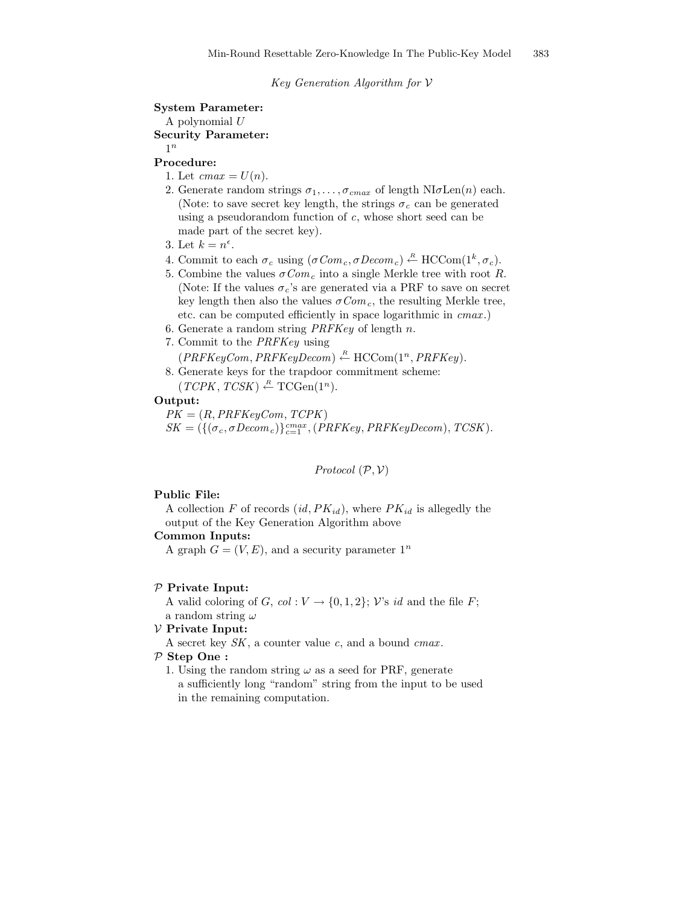*Key Generation Algorithm for $\mathcal{V}$*

**System Parameter:**
A polynomial $U$

**Security Parameter:**
$1^n$

**Procedure:**

1. Let $cmax = U(n)$.
2. Generate random strings $\sigma_1, \ldots, \sigma_{cmax}$ of length NI$\sigma$Len$(n)$ each. (Note: to save secret key length, the strings $\sigma_c$ can be generated using a pseudorandom function of $c$, whose short seed can be made part of the secret key).
3. Let $k = n^{\epsilon}$.
4. Commit to each $\sigma_c$ using $(\sigma Com_c, \sigma Decom_c) \stackrel{R}{\leftarrow} \text{HCCom}(1^k, \sigma_c)$.
5. Combine the values $\sigma Com_c$ into a single Merkle tree with root $R$. (Note: If the values $\sigma_c$'s are generated via a PRF to save on secret key length then also the values $\sigma Com_c$, the resulting Merkle tree, etc. can be computed efficiently in space logarithmic in $cmax$.)
6. Generate a random string $PRFKey$ of length $n$.
7. Commit to the $PRFKey$ using $(PRFKeyCom, PRFKeyDecom) \stackrel{R}{\leftarrow} \text{HCCom}(1^n, PRFKey)$.
8. Generate keys for the trapdoor commitment scheme: $(TCPK, TCSK) \stackrel{R}{\leftarrow} \text{TCGen}(1^n)$.

**Output:**
$PK = (R, PRFKeyCom, TCPK)$
$SK = (\{(\sigma_c, \sigma Decom_c)\}_{c=1}^{cmax}, (PRFKey, PRFKeyDecom), TCSK)$.

*Protocol $(\mathcal{P}, \mathcal{V})$*

**Public File:**
A collection $F$ of records $(id, PK_{id})$, where $PK_{id}$ is allegedly the output of the Key Generation Algorithm above

**Common Inputs:**
A graph $G = (V, E)$, and a security parameter $1^n$

**$\mathcal{P}$ Private Input:**
A valid coloring of $G$, $col : V \rightarrow \{0, 1, 2\}$; $\mathcal{V}$'s $id$ and the file $F$; a random string $\omega$

**$\mathcal{V}$ Private Input:**
A secret key $SK$, a counter value $c$, and a bound $cmax$.

**$\mathcal{P}$ Step One :**

1. Using the random string $\omega$ as a seed for PRF, generate a sufficiently long "random" string from the input to be used in the remaining computation.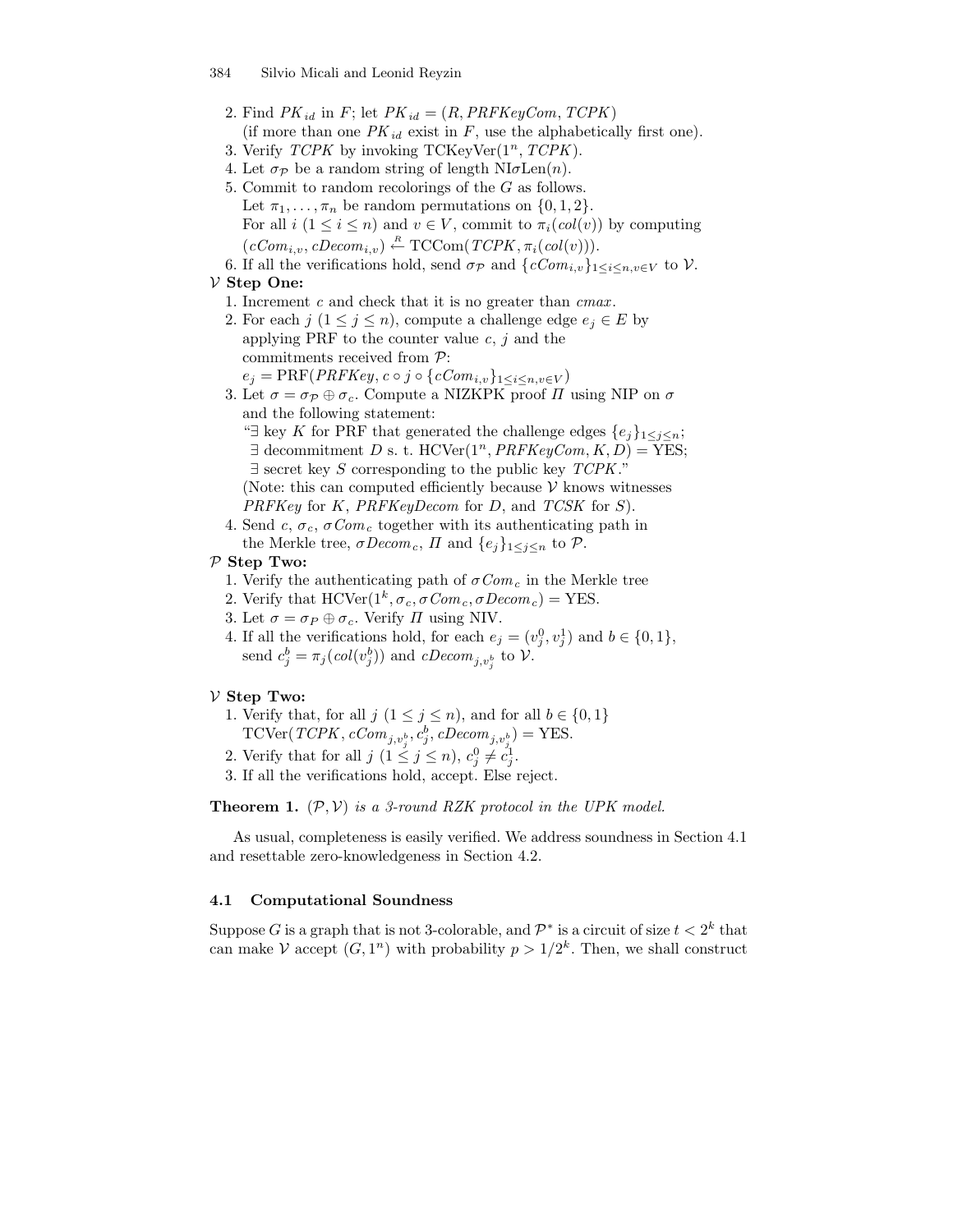2. Find $PK_{id}$ in $F$; let $PK_{id} = (R, PRFKeyCom, TCPK)$ (if more than one $PK_{id}$ exist in $F$, use the alphabetically first one).
3. Verify $TCPK$ by invoking $\text{TCKeyVer}(1^n, TCPK)$.
4. Let $\sigma_{\mathcal{P}}$ be a random string of length $\text{NI}\sigma\text{Len}(n)$.
5. Commit to random recolorings of the $G$ as follows. Let $\pi_1, \ldots, \pi_n$ be random permutations on $\{0, 1, 2\}$. For all $i$ $(1 \leq i \leq n)$ and $v \in V$, commit to $\pi_i(col(v))$ by computing $(cCom_{i,v}, cDecom_{i,v}) \stackrel{R}{\leftarrow} \text{TCCom}(TCPK, \pi_i(col(v)))$.
6. If all the verifications hold, send $\sigma_{\mathcal{P}}$ and $\{cCom_{i,v}\}_{1 \leq i \leq n, v \in V}$ to $\mathcal{V}$.

**$\mathcal{V}$ Step One:**

1. Increment $c$ and check that it is no greater than $cmax$.
2. For each $j$ $(1 \leq j \leq n)$, compute a challenge edge $e_j \in E$ by applying PRF to the counter value $c$, $j$ and the commitments received from $\mathcal{P}$: $e_j = \text{PRF}(PRFKey, c \circ j \circ \{cCom_{i,v}\}_{1 \leq i \leq n, v \in V})$
3. Let $\sigma = \sigma_{\mathcal{P}} \oplus \sigma_c$. Compute a NIZKPK proof $\Pi$ using NIP on $\sigma$ and the following statement:
   "$\exists$ key $K$ for PRF that generated the challenge edges $\{e_j\}_{1 \leq j \leq n}$;
   $\exists$ decommitment $D$ s. t. $\text{HCVer}(1^n, PRFKeyCom, K, D) = \text{YES}$;
   $\exists$ secret key $S$ corresponding to the public key $TCPK$."
   (Note: this can computed efficiently because $\mathcal{V}$ knows witnesses $PRFKey$ for $K$, $PRFKeyDecom$ for $D$, and $TCSK$ for $S$).
4. Send $c$, $\sigma_c$, $\sigma Com_c$ together with its authenticating path in the Merkle tree, $\sigma Decom_c$, $\Pi$ and $\{e_j\}_{1 \leq j \leq n}$ to $\mathcal{P}$.

**$\mathcal{P}$ Step Two:**

1. Verify the authenticating path of $\sigma Com_c$ in the Merkle tree
2. Verify that $\text{HCVer}(1^k, \sigma_c, \sigma Com_c, \sigma Decom_c) = \text{YES}$.
3. Let $\sigma = \sigma_P \oplus \sigma_c$. Verify $\Pi$ using NIV.
4. If all the verifications hold, for each $e_j = (v_j^0, v_j^1)$ and $b \in \{0, 1\}$, send $c_j^b = \pi_j(col(v_j^b))$ and $cDecom_{j,v_j^b}$ to $\mathcal{V}$.

**$\mathcal{V}$ Step Two:**

1. Verify that, for all $j$ $(1 \leq j \leq n)$, and for all $b \in \{0, 1\}$ $\text{TCVer}(TCPK, cCom_{j,v_j^b}, c_j^b, cDecom_{j,v_j^b}) = \text{YES}$.
2. Verify that for all $j$ $(1 \leq j \leq n)$, $c_j^0 \neq c_j^1$.
3. If all the verifications hold, accept. Else reject.

**Theorem 1.** *$(\mathcal{P}, \mathcal{V})$ is a 3-round RZK protocol in the UPK model.*

As usual, completeness is easily verified. We address soundness in Section 4.1 and resettable zero-knowledgeness in Section 4.2.

### 4.1 Computational Soundness

Suppose $G$ is a graph that is not 3-colorable, and $\mathcal{P}^*$ is a circuit of size $t < 2^k$ that can make $\mathcal{V}$ accept $(G, 1^n)$ with probability $p > 1/2^k$. Then, we shall construct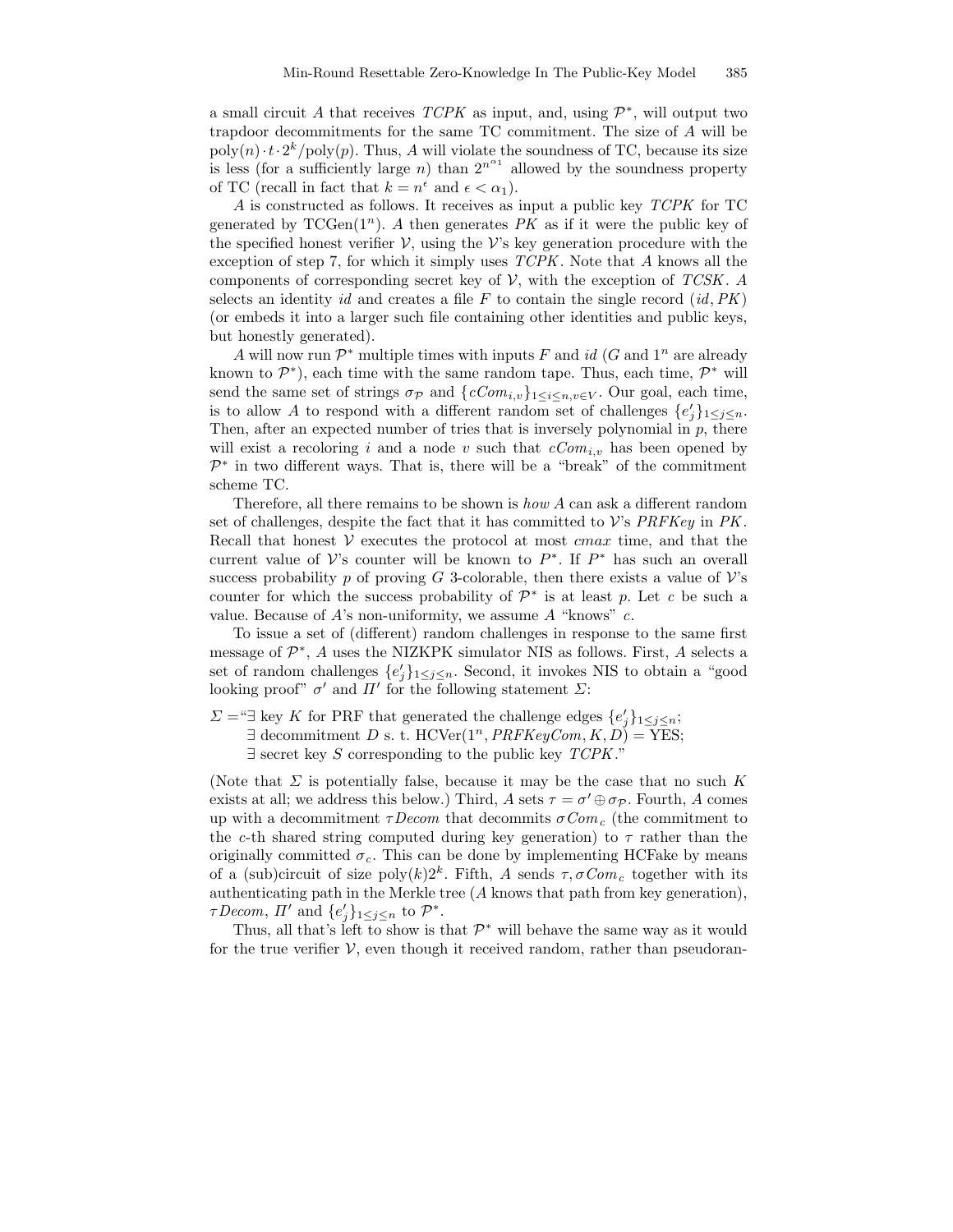a small circuit $A$ that receives $TCPK$ as input, and, using $\mathcal{P}^*$, will output two trapdoor decommitments for the same TC commitment. The size of $A$ will be $\text{poly}(n) \cdot t \cdot 2^k/\text{poly}(p)$. Thus, $A$ will violate the soundness of TC, because its size is less (for a sufficiently large $n$) than $2^{n^{\alpha_1}}$ allowed by the soundness property of TC (recall in fact that $k = n^{\epsilon}$ and $\epsilon < \alpha_1$).

$A$ is constructed as follows. It receives as input a public key $TCPK$ for TC generated by $\text{TCGen}(1^n)$. $A$ then generates $PK$ as if it were the public key of the specified honest verifier $\mathcal{V}$, using the $\mathcal{V}$'s key generation procedure with the exception of step 7, for which it simply uses $TCPK$. Note that $A$ knows all the components of corresponding secret key of $\mathcal{V}$, with the exception of $TCSK$. $A$ selects an identity $id$ and creates a file $F$ to contain the single record $(id, PK)$ (or embeds it into a larger such file containing other identities and public keys, but honestly generated).

$A$ will now run $\mathcal{P}^*$ multiple times with inputs $F$ and $id$ ($G$ and $1^n$ are already known to $\mathcal{P}^*$), each time with the same random tape. Thus, each time, $\mathcal{P}^*$ will send the same set of strings $\sigma_{\mathcal{P}}$ and $\{cCom_{i,v}\}_{1 \le i \le n, v \in V}$. Our goal, each time, is to allow $A$ to respond with a different random set of challenges $\{e'_j\}_{1 \le j \le n}$. Then, after an expected number of tries that is inversely polynomial in $p$, there will exist a recoloring $i$ and a node $v$ such that $cCom_{i,v}$ has been opened by $\mathcal{P}^*$ in two different ways. That is, there will be a "break" of the commitment scheme TC.

Therefore, all there remains to be shown is *how* $A$ can ask a different random set of challenges, despite the fact that it has committed to $\mathcal{V}$'s $PRFKey$ in $PK$. Recall that honest $\mathcal{V}$ executes the protocol at most $cmax$ time, and that the current value of $\mathcal{V}$'s counter will be known to $P^*$. If $P^*$ has such an overall success probability $p$ of proving $G$ 3-colorable, then there exists a value of $\mathcal{V}$'s counter for which the success probability of $\mathcal{P}^*$ is at least $p$. Let $c$ be such a value. Because of $A$'s non-uniformity, we assume $A$ "knows" $c$.

To issue a set of (different) random challenges in response to the same first message of $\mathcal{P}^*$, $A$ uses the NIZKPK simulator NIS as follows. First, $A$ selects a set of random challenges $\{e'_j\}_{1 \le j \le n}$. Second, it invokes NIS to obtain a "good looking proof" $\sigma'$ and $\Pi'$ for the following statement $\Sigma$:

$\Sigma =$"$\exists$ key $K$ for PRF that generated the challenge edges $\{e'_j\}_{1 \le j \le n}$;
$\exists$ decommitment $D$ s. t. $\text{HCVer}(1^n, PRFKeyCom, K, D) = \text{YES}$;
$\exists$ secret key $S$ corresponding to the public key $TCPK$."

(Note that $\Sigma$ is potentially false, because it may be the case that no such $K$ exists at all; we address this below.) Third, $A$ sets $\tau = \sigma' \oplus \sigma_{\mathcal{P}}$. Fourth, $A$ comes up with a decommitment $\tau Decom$ that decommits $\sigma Com_c$ (the commitment to the $c$-th shared string computed during key generation) to $\tau$ rather than the originally committed $\sigma_c$. This can be done by implementing HCFake by means of a (sub)circuit of size $\text{poly}(k)2^k$. Fifth, $A$ sends $\tau, \sigma Com_c$ together with its authenticating path in the Merkle tree ($A$ knows that path from key generation), $\tau Decom$, $\Pi'$ and $\{e'_j\}_{1 \le j \le n}$ to $\mathcal{P}^*$.

Thus, all that's left to show is that $\mathcal{P}^*$ will behave the same way as it would for the true verifier $\mathcal{V}$, even though it received random, rather than pseudoran-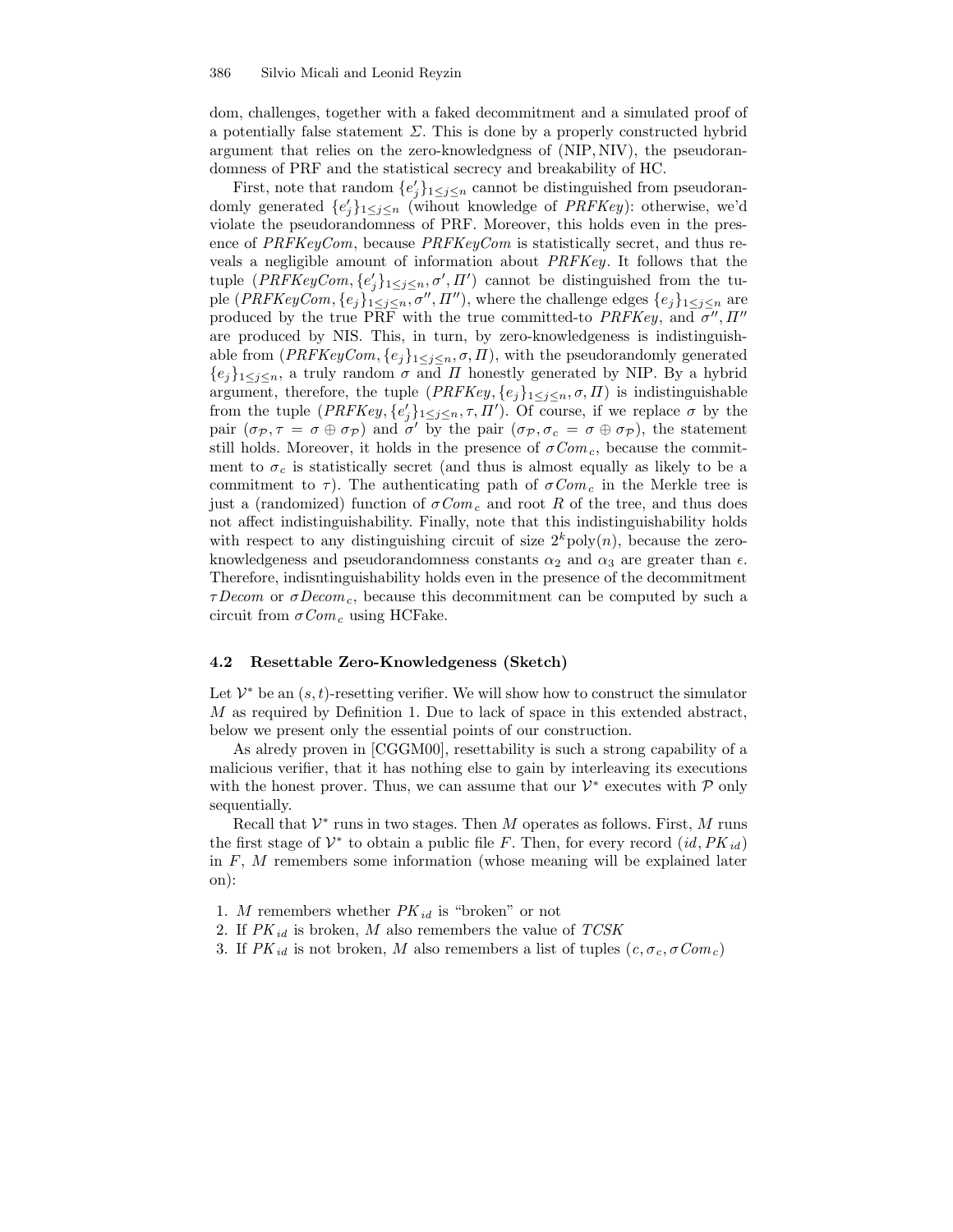dom, challenges, together with a faked decommitment and a simulated proof of a potentially false statement $\Sigma$. This is done by a properly constructed hybrid argument that relies on the zero-knowledgness of (NIP, NIV), the pseudorandomness of PRF and the statistical secrecy and breakability of HC.

First, note that random $\{e'_j\}_{1\leq j\leq n}$ cannot be distinguished from pseudorandomly generated $\{e'_j\}_{1\leq j\leq n}$ (wihout knowledge of *PRFKey*): otherwise, we'd violate the pseudorandomness of PRF. Moreover, this holds even in the presence of *PRFKeyCom*, because *PRFKeyCom* is statistically secret, and thus reveals a negligible amount of information about *PRFKey*. It follows that the tuple $(PRFKeyCom, \{e'_j\}_{1\leq j\leq n}, \sigma', \Pi')$ cannot be distinguished from the tuple $(PRFKeyCom, \{e_j\}_{1\leq j\leq n}, \sigma'', \Pi'')$, where the challenge edges $\{e_j\}_{1\leq j\leq n}$ are produced by the true PRF with the true committed-to *PRFKey*, and $\sigma'', \Pi''$ are produced by NIS. This, in turn, by zero-knowledgeness is indistinguishable from $(PRFKeyCom, \{e_j\}_{1\leq j\leq n}, \sigma, \Pi)$, with the pseudorandomly generated $\{e_j\}_{1\leq j\leq n}$, a truly random $\sigma$ and $\Pi$ honestly generated by NIP. By a hybrid argument, therefore, the tuple $(PRFKey, \{e_j\}_{1\leq j\leq n}, \sigma, \Pi)$ is indistinguishable from the tuple $(PRFKey, \{e'_j\}_{1\leq j\leq n}, \tau, \Pi')$. Of course, if we replace $\sigma$ by the pair $(\sigma_{\mathcal{P}}, \tau = \sigma \oplus \sigma_{\mathcal{P}})$ and $\sigma'$ by the pair $(\sigma_{\mathcal{P}}, \sigma_c = \sigma \oplus \sigma_{\mathcal{P}})$, the statement still holds. Moreover, it holds in the presence of $\sigma Com_c$, because the commitment to $\sigma_c$ is statistically secret (and thus is almost equally as likely to be a commitment to $\tau$). The authenticating path of $\sigma Com_c$ in the Merkle tree is just a (randomized) function of $\sigma Com_c$ and root $R$ of the tree, and thus does not affect indistinguishability. Finally, note that this indistinguishability holds with respect to any distinguishing circuit of size $2^k \text{poly}(n)$, because the zero-knowledgeness and pseudorandomness constants $\alpha_2$ and $\alpha_3$ are greater than $\epsilon$. Therefore, indisntinguishability holds even in the presence of the decommitment $\tau Decom$ or $\sigma Decom_c$, because this decommitment can be computed by such a circuit from $\sigma Com_c$ using HCFake.

### 4.2 Resettable Zero-Knowledgeness (Sketch)

Let $\mathcal{V}^*$ be an $(s, t)$-resetting verifier. We will show how to construct the simulator $M$ as required by Definition 1. Due to lack of space in this extended abstract, below we present only the essential points of our construction.

As alredy proven in [CGGM00], resettability is such a strong capability of a malicious verifier, that it has nothing else to gain by interleaving its executions with the honest prover. Thus, we can assume that our $\mathcal{V}^*$ executes with $\mathcal{P}$ only sequentially.

Recall that $\mathcal{V}^*$ runs in two stages. Then $M$ operates as follows. First, $M$ runs the first stage of $\mathcal{V}^*$ to obtain a public file $F$. Then, for every record $(id, PK_{id})$ in $F$, $M$ remembers some information (whose meaning will be explained later on):

1. $M$ remembers whether $PK_{id}$ is "broken" or not
2. If $PK_{id}$ is broken, $M$ also remembers the value of *TCSK*
3. If $PK_{id}$ is not broken, $M$ also remembers a list of tuples $(c, \sigma_c, \sigma Com_c)$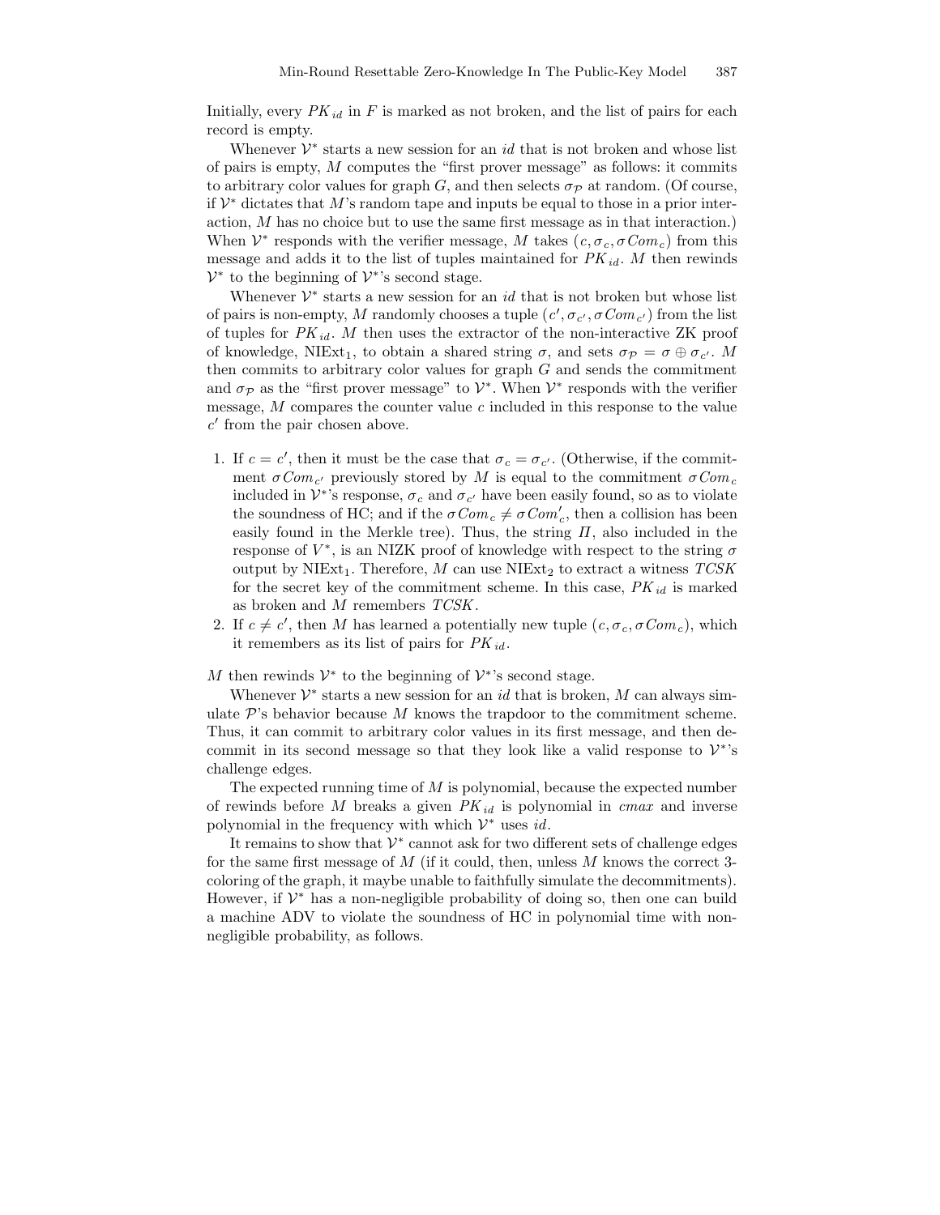Initially, every $PK_{id}$ in $F$ is marked as not broken, and the list of pairs for each record is empty.

Whenever $\mathcal{V}^*$ starts a new session for an $id$ that is not broken and whose list of pairs is empty, $M$ computes the "first prover message" as follows: it commits to arbitrary color values for graph $G$, and then selects $\sigma_{\mathcal{P}}$ at random. (Of course, if $\mathcal{V}^*$ dictates that $M$'s random tape and inputs be equal to those in a prior interaction, $M$ has no choice but to use the same first message as in that interaction.) When $\mathcal{V}^*$ responds with the verifier message, $M$ takes $(c, \sigma_c, \sigma Com_c)$ from this message and adds it to the list of tuples maintained for $PK_{id}$. $M$ then rewinds $\mathcal{V}^*$ to the beginning of $\mathcal{V}^*$'s second stage.

Whenever $\mathcal{V}^*$ starts a new session for an $id$ that is not broken but whose list of pairs is non-empty, $M$ randomly chooses a tuple $(c', \sigma_{c'}, \sigma Com_{c'})$ from the list of tuples for $PK_{id}$. $M$ then uses the extractor of the non-interactive ZK proof of knowledge, $\text{NIExt}_1$, to obtain a shared string $\sigma$, and sets $\sigma_{\mathcal{P}} = \sigma \oplus \sigma_{c'}$. $M$ then commits to arbitrary color values for graph $G$ and sends the commitment and $\sigma_{\mathcal{P}}$ as the "first prover message" to $\mathcal{V}^*$. When $\mathcal{V}^*$ responds with the verifier message, $M$ compares the counter value $c$ included in this response to the value $c'$ from the pair chosen above.

1. If $c = c'$, then it must be the case that $\sigma_c = \sigma_{c'}$. (Otherwise, if the commitment $\sigma Com_{c'}$ previously stored by $M$ is equal to the commitment $\sigma Com_c$ included in $\mathcal{V}^*$'s response, $\sigma_c$ and $\sigma_{c'}$ have been easily found, so as to violate the soundness of HC; and if the $\sigma Com_c \neq \sigma Com'_c$, then a collision has been easily found in the Merkle tree). Thus, the string $\Pi$, also included in the response of $V^*$, is an NIZK proof of knowledge with respect to the string $\sigma$ output by $\text{NIExt}_1$. Therefore, $M$ can use $\text{NIExt}_2$ to extract a witness $TCSK$ for the secret key of the commitment scheme. In this case, $PK_{id}$ is marked as broken and $M$ remembers $TCSK$.
2. If $c \neq c'$, then $M$ has learned a potentially new tuple $(c, \sigma_c, \sigma Com_c)$, which it remembers as its list of pairs for $PK_{id}$.

$M$ then rewinds $\mathcal{V}^*$ to the beginning of $\mathcal{V}^*$'s second stage.

Whenever $\mathcal{V}^*$ starts a new session for an $id$ that is broken, $M$ can always simulate $\mathcal{P}$'s behavior because $M$ knows the trapdoor to the commitment scheme. Thus, it can commit to arbitrary color values in its first message, and then decommit in its second message so that they look like a valid response to $\mathcal{V}^*$'s challenge edges.

The expected running time of $M$ is polynomial, because the expected number of rewinds before $M$ breaks a given $PK_{id}$ is polynomial in $cmax$ and inverse polynomial in the frequency with which $\mathcal{V}^*$ uses $id$.

It remains to show that $\mathcal{V}^*$ cannot ask for two different sets of challenge edges for the same first message of $M$ (if it could, then, unless $M$ knows the correct 3-coloring of the graph, it maybe unable to faithfully simulate the decommitments). However, if $\mathcal{V}^*$ has a non-negligible probability of doing so, then one can build a machine ADV to violate the soundness of HC in polynomial time with non-negligible probability, as follows.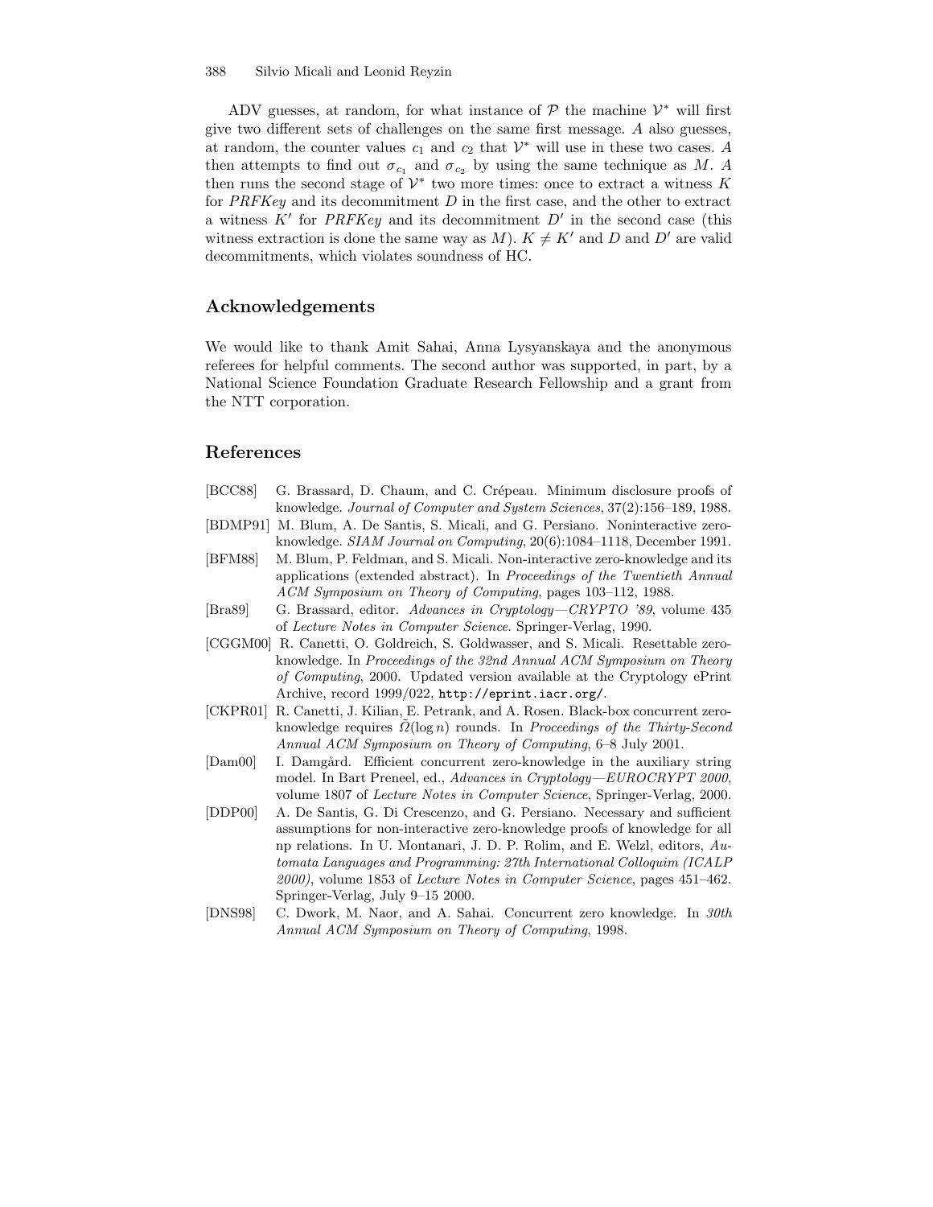ADV guesses, at random, for what instance of $\mathcal{P}$ the machine $\mathcal{V}^*$ will first give two different sets of challenges on the same first message. $A$ also guesses, at random, the counter values $c_1$ and $c_2$ that $\mathcal{V}^*$ will use in these two cases. $A$ then attempts to find out $\sigma_{c_1}$ and $\sigma_{c_2}$ by using the same technique as $M$. $A$ then runs the second stage of $\mathcal{V}^*$ two more times: once to extract a witness $K$ for *PRFKey* and its decommitment $D$ in the first case, and the other to extract a witness $K'$ for *PRFKey* and its decommitment $D'$ in the second case (this witness extraction is done the same way as $M$). $K \neq K'$ and $D$ and $D'$ are valid decommitments, which violates soundness of HC.

## Acknowledgements

We would like to thank Amit Sahai, Anna Lysyanskaya and the anonymous referees for helpful comments. The second author was supported, in part, by a National Science Foundation Graduate Research Fellowship and a grant from the NTT corporation.

## References

[BCC88] G. Brassard, D. Chaum, and C. Crépeau. Minimum disclosure proofs of knowledge. *Journal of Computer and System Sciences*, 37(2):156–189, 1988.

[BDMP91] M. Blum, A. De Santis, S. Micali, and G. Persiano. Noninteractive zero-knowledge. *SIAM Journal on Computing*, 20(6):1084–1118, December 1991.

[BFM88] M. Blum, P. Feldman, and S. Micali. Non-interactive zero-knowledge and its applications (extended abstract). In *Proceedings of the Twentieth Annual ACM Symposium on Theory of Computing*, pages 103–112, 1988.

[Bra89] G. Brassard, editor. *Advances in Cryptology—CRYPTO '89*, volume 435 of *Lecture Notes in Computer Science*. Springer-Verlag, 1990.

[CGGM00] R. Canetti, O. Goldreich, S. Goldwasser, and S. Micali. Resettable zero-knowledge. In *Proceedings of the 32nd Annual ACM Symposium on Theory of Computing*, 2000. Updated version available at the Cryptology ePrint Archive, record 1999/022, `http://eprint.iacr.org/`.

[CKPR01] R. Canetti, J. Kilian, E. Petrank, and A. Rosen. Black-box concurrent zero-knowledge requires $\tilde{\Omega}(\log n)$ rounds. In *Proceedings of the Thirty-Second Annual ACM Symposium on Theory of Computing*, 6–8 July 2001.

[Dam00] I. Damgård. Efficient concurrent zero-knowledge in the auxiliary string model. In Bart Preneel, ed., *Advances in Cryptology—EUROCRYPT 2000*, volume 1807 of *Lecture Notes in Computer Science*, Springer-Verlag, 2000.

[DDP00] A. De Santis, G. Di Crescenzo, and G. Persiano. Necessary and sufficient assumptions for non-interactive zero-knowledge proofs of knowledge for all np relations. In U. Montanari, J. D. P. Rolim, and E. Welzl, editors, *Automata Languages and Programming: 27th International Colloquim (ICALP 2000)*, volume 1853 of *Lecture Notes in Computer Science*, pages 451–462. Springer-Verlag, July 9–15 2000.

[DNS98] C. Dwork, M. Naor, and A. Sahai. Concurrent zero knowledge. In *30th Annual ACM Symposium on Theory of Computing*, 1998.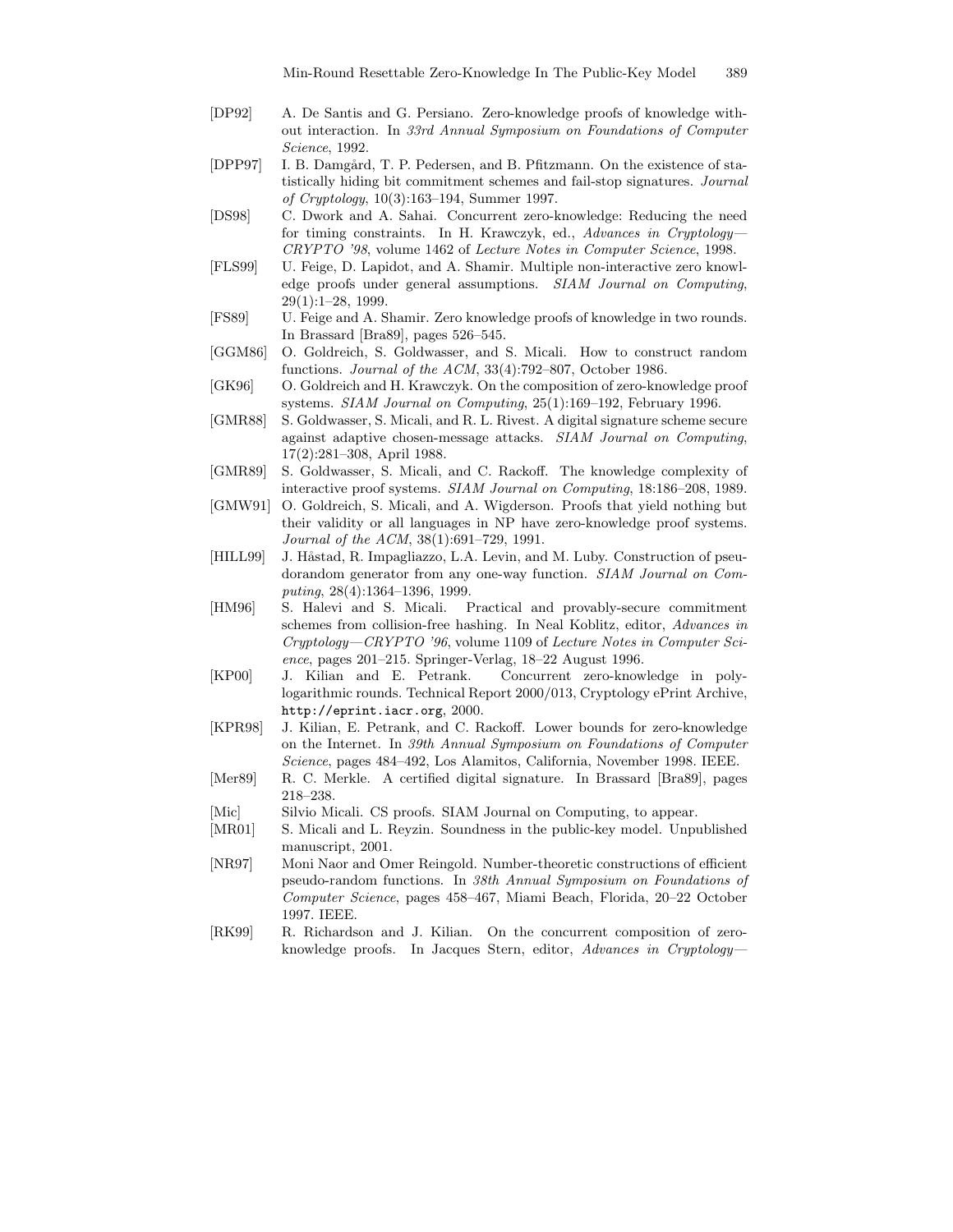[DP92] A. De Santis and G. Persiano. Zero-knowledge proofs of knowledge without interaction. In *33rd Annual Symposium on Foundations of Computer Science*, 1992.

[DPP97] I. B. Damgård, T. P. Pedersen, and B. Pfitzmann. On the existence of statistically hiding bit commitment schemes and fail-stop signatures. *Journal of Cryptology*, 10(3):163–194, Summer 1997.

[DS98] C. Dwork and A. Sahai. Concurrent zero-knowledge: Reducing the need for timing constraints. In H. Krawczyk, ed., *Advances in Cryptology—CRYPTO '98*, volume 1462 of *Lecture Notes in Computer Science*, 1998.

[FLS99] U. Feige, D. Lapidot, and A. Shamir. Multiple non-interactive zero knowledge proofs under general assumptions. *SIAM Journal on Computing*, 29(1):1–28, 1999.

[FS89] U. Feige and A. Shamir. Zero knowledge proofs of knowledge in two rounds. In Brassard [Bra89], pages 526–545.

[GGM86] O. Goldreich, S. Goldwasser, and S. Micali. How to construct random functions. *Journal of the ACM*, 33(4):792–807, October 1986.

[GK96] O. Goldreich and H. Krawczyk. On the composition of zero-knowledge proof systems. *SIAM Journal on Computing*, 25(1):169–192, February 1996.

[GMR88] S. Goldwasser, S. Micali, and R. L. Rivest. A digital signature scheme secure against adaptive chosen-message attacks. *SIAM Journal on Computing*, 17(2):281–308, April 1988.

[GMR89] S. Goldwasser, S. Micali, and C. Rackoff. The knowledge complexity of interactive proof systems. *SIAM Journal on Computing*, 18:186–208, 1989.

[GMW91] O. Goldreich, S. Micali, and A. Wigderson. Proofs that yield nothing but their validity or all languages in NP have zero-knowledge proof systems. *Journal of the ACM*, 38(1):691–729, 1991.

[HILL99] J. Håstad, R. Impagliazzo, L.A. Levin, and M. Luby. Construction of pseudorandom generator from any one-way function. *SIAM Journal on Computing*, 28(4):1364–1396, 1999.

[HM96] S. Halevi and S. Micali. Practical and provably-secure commitment schemes from collision-free hashing. In Neal Koblitz, editor, *Advances in Cryptology—CRYPTO '96*, volume 1109 of *Lecture Notes in Computer Science*, pages 201–215. Springer-Verlag, 18–22 August 1996.

[KP00] J. Kilian and E. Petrank. Concurrent zero-knowledge in polylogarithmic rounds. Technical Report 2000/013, Cryptology ePrint Archive, `http://eprint.iacr.org`, 2000.

[KPR98] J. Kilian, E. Petrank, and C. Rackoff. Lower bounds for zero-knowledge on the Internet. In *39th Annual Symposium on Foundations of Computer Science*, pages 484–492, Los Alamitos, California, November 1998. IEEE.

[Mer89] R. C. Merkle. A certified digital signature. In Brassard [Bra89], pages 218–238.

[Mic] Silvio Micali. CS proofs. SIAM Journal on Computing, to appear.

[MR01] S. Micali and L. Reyzin. Soundness in the public-key model. Unpublished manuscript, 2001.

[NR97] Moni Naor and Omer Reingold. Number-theoretic constructions of efficient pseudo-random functions. In *38th Annual Symposium on Foundations of Computer Science*, pages 458–467, Miami Beach, Florida, 20–22 October 1997. IEEE.

[RK99] R. Richardson and J. Kilian. On the concurrent composition of zero-knowledge proofs. In Jacques Stern, editor, *Advances in Cryptology—*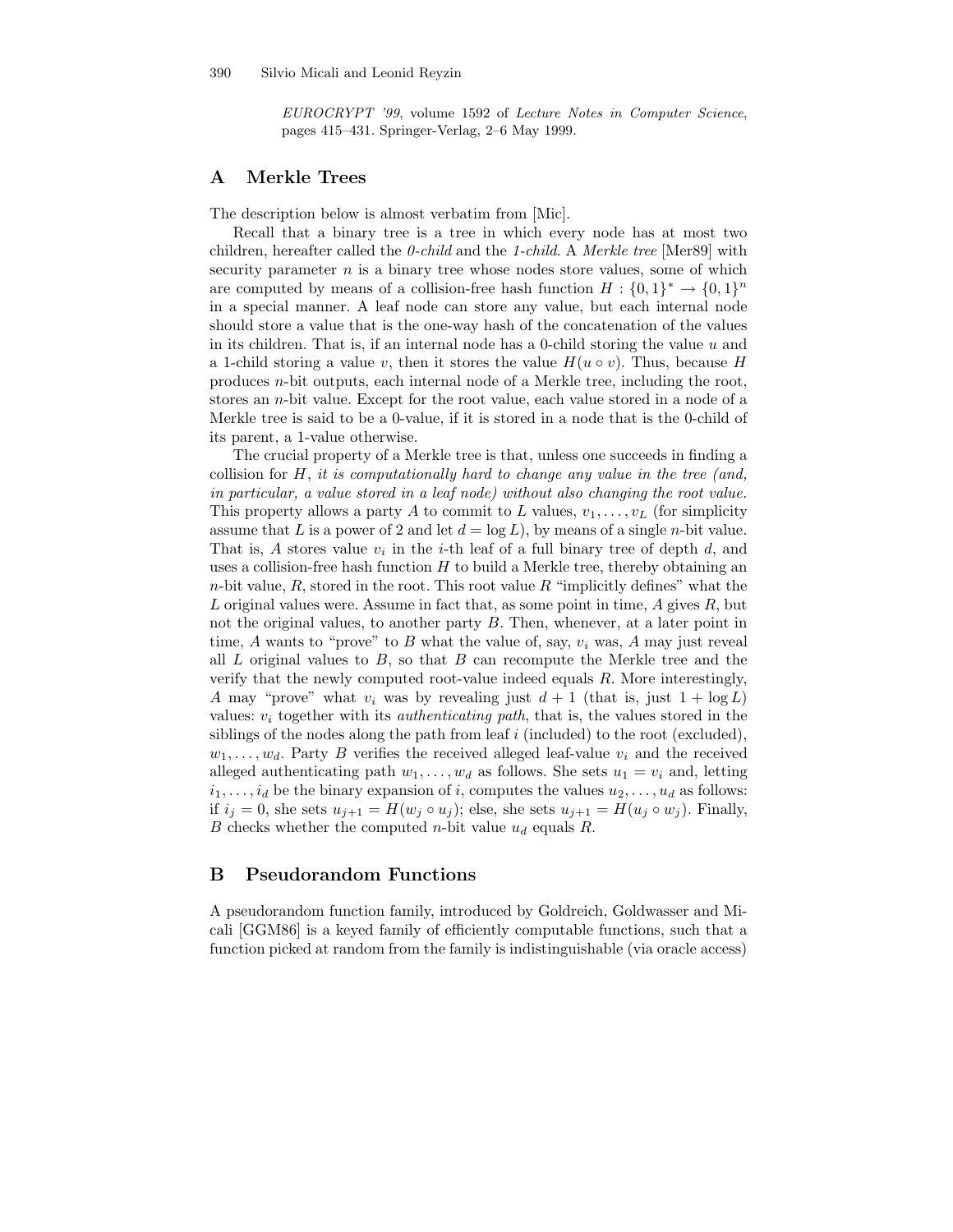*EUROCRYPT '99*, volume 1592 of *Lecture Notes in Computer Science*, pages 415–431. Springer-Verlag, 2–6 May 1999.

## A Merkle Trees

The description below is almost verbatim from [Mic].

Recall that a binary tree is a tree in which every node has at most two children, hereafter called the *0-child* and the *1-child*. A *Merkle tree* [Mer89] with security parameter $n$ is a binary tree whose nodes store values, some of which are computed by means of a collision-free hash function $H : \{0, 1\}^* \to \{0, 1\}^n$ in a special manner. A leaf node can store any value, but each internal node should store a value that is the one-way hash of the concatenation of the values in its children. That is, if an internal node has a 0-child storing the value $u$ and a 1-child storing a value $v$, then it stores the value $H(u \circ v)$. Thus, because $H$ produces $n$-bit outputs, each internal node of a Merkle tree, including the root, stores an $n$-bit value. Except for the root value, each value stored in a node of a Merkle tree is said to be a 0-value, if it is stored in a node that is the 0-child of its parent, a 1-value otherwise.

The crucial property of a Merkle tree is that, unless one succeeds in finding a collision for $H$, *it is computationally hard to change any value in the tree (and, in particular, a value stored in a leaf node) without also changing the root value.* This property allows a party $A$ to commit to $L$ values, $v_1, \ldots, v_L$ (for simplicity assume that $L$ is a power of 2 and let $d = \log L$), by means of a single $n$-bit value. That is, $A$ stores value $v_i$ in the $i$-th leaf of a full binary tree of depth $d$, and uses a collision-free hash function $H$ to build a Merkle tree, thereby obtaining an $n$-bit value, $R$, stored in the root. This root value $R$ "implicitly defines" what the $L$ original values were. Assume in fact that, as some point in time, $A$ gives $R$, but not the original values, to another party $B$. Then, whenever, at a later point in time, $A$ wants to "prove" to $B$ what the value of, say, $v_i$ was, $A$ may just reveal all $L$ original values to $B$, so that $B$ can recompute the Merkle tree and the verify that the newly computed root-value indeed equals $R$. More interestingly, $A$ may "prove" what $v_i$ was by revealing just $d + 1$ (that is, just $1 + \log L$) values: $v_i$ together with its *authenticating path*, that is, the values stored in the siblings of the nodes along the path from leaf $i$ (included) to the root (excluded), $w_1, \ldots, w_d$. Party $B$ verifies the received alleged leaf-value $v_i$ and the received alleged authenticating path $w_1, \ldots, w_d$ as follows. She sets $u_1 = v_i$ and, letting $i_1, \ldots, i_d$ be the binary expansion of $i$, computes the values $u_2, \ldots, u_d$ as follows: if $i_j = 0$, she sets $u_{j+1} = H(w_j \circ u_j)$; else, she sets $u_{j+1} = H(u_j \circ w_j)$. Finally, $B$ checks whether the computed $n$-bit value $u_d$ equals $R$.

## B Pseudorandom Functions

A pseudorandom function family, introduced by Goldreich, Goldwasser and Micali [GGM86] is a keyed family of efficiently computable functions, such that a function picked at random from the family is indistinguishable (via oracle access)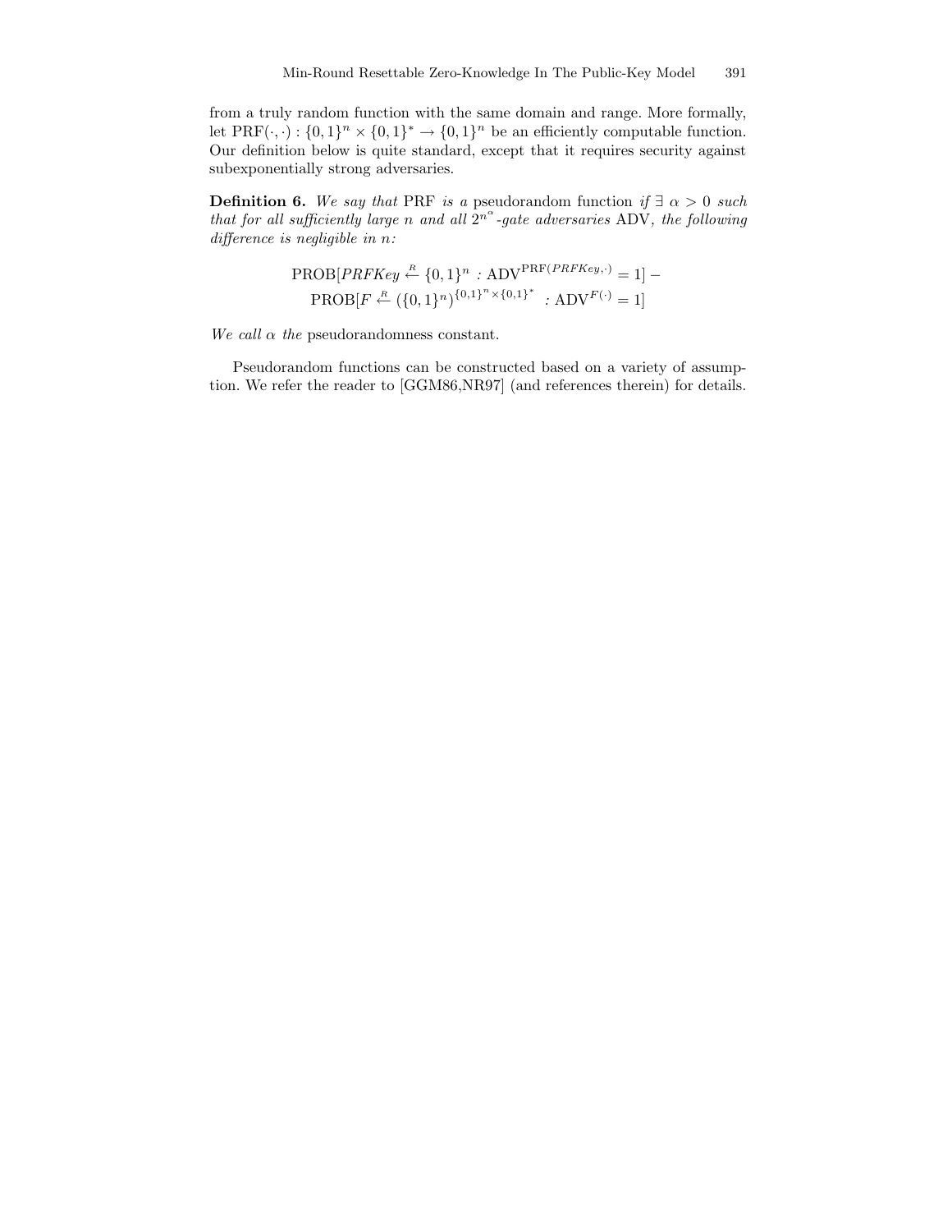from a truly random function with the same domain and range. More formally, let $\text{PRF}(\cdot,\cdot) : \{0,1\}^n \times \{0,1\}^* \to \{0,1\}^n$ be an efficiently computable function. Our definition below is quite standard, except that it requires security against subexponentially strong adversaries.

**Definition 6.** *We say that* PRF *is a* pseudorandom function *if* $\exists\ \alpha > 0$ *such that for all sufficiently large* $n$ *and all* $2^{n^\alpha}$*-gate adversaries* ADV*, the following difference is negligible in* $n$*:*

$$\text{PROB}[\mathit{PRFKey} \xleftarrow{R} \{0,1\}^n : \text{ADV}^{\text{PRF}(\mathit{PRFKey},\cdot)} = 1] -$$
$$\text{PROB}[F \xleftarrow{R} (\{0,1\}^n)^{\{0,1\}^n \times \{0,1\}^*} : \text{ADV}^{F(\cdot)} = 1]$$

*We call* $\alpha$ *the* pseudorandomness constant.

Pseudorandom functions can be constructed based on a variety of assumption. We refer the reader to [GGM86,NR97] (and references therein) for details.